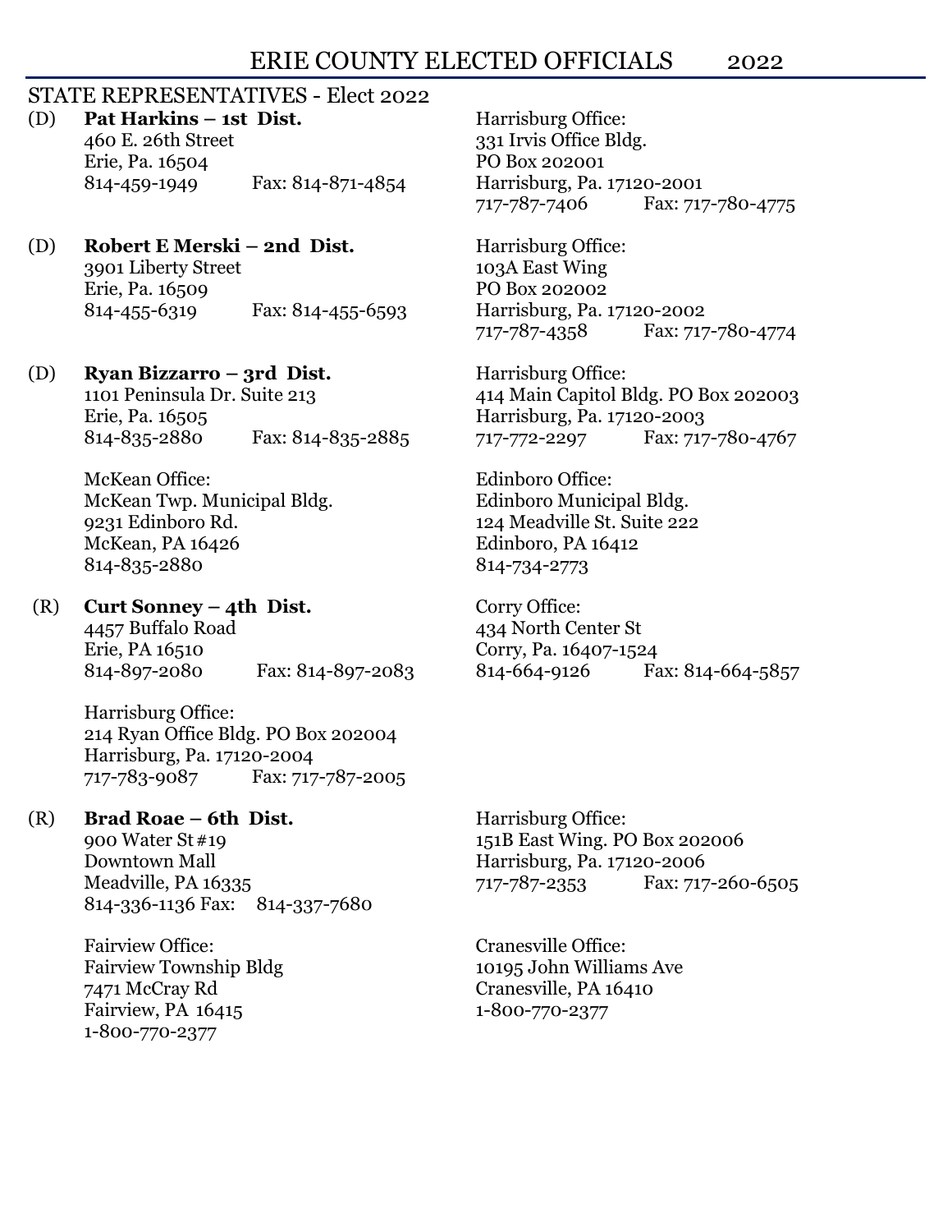# ERIE COUNTY ELECTED OFFICIALS 2022

## STATE REPRESENTATIVES - Elect 2022

(D) **Pat Harkins – 1st Dist.**
460 E. 26th Street
Erie, Pa. 16504
814-459-1949 Fax: 814-871-4854

Harrisburg Office:
331 Irvis Office Bldg.
PO Box 202001
Harrisburg, Pa. 17120-2001
717-787-7406 Fax: 717-780-4775

(D) **Robert E Merski – 2nd Dist.**
3901 Liberty Street
Erie, Pa. 16509
814-455-6319 Fax: 814-455-6593

Harrisburg Office:
103A East Wing
PO Box 202002
Harrisburg, Pa. 17120-2002
717-787-4358 Fax: 717-780-4774

(D) **Ryan Bizzarro – 3rd Dist.**
1101 Peninsula Dr. Suite 213
Erie, Pa. 16505
814-835-2880 Fax: 814-835-2885

Harrisburg Office:
414 Main Capitol Bldg. PO Box 202003
Harrisburg, Pa. 17120-2003
717-772-2297 Fax: 717-780-4767

McKean Office:
McKean Twp. Municipal Bldg.
9231 Edinboro Rd.
McKean, PA 16426
814-835-2880

Edinboro Office:
Edinboro Municipal Bldg.
124 Meadville St. Suite 222
Edinboro, PA 16412
814-734-2773

(R) **Curt Sonney – 4th Dist.**
4457 Buffalo Road
Erie, PA 16510
814-897-2080 Fax: 814-897-2083

Corry Office:
434 North Center St
Corry, Pa. 16407-1524
814-664-9126 Fax: 814-664-5857

Harrisburg Office:
214 Ryan Office Bldg. PO Box 202004
Harrisburg, Pa. 17120-2004
717-783-9087 Fax: 717-787-2005

(R) **Brad Roae – 6th Dist.**
900 Water St #19
Downtown Mall
Meadville, PA 16335
814-336-1136 Fax: 814-337-7680

Harrisburg Office:
151B East Wing. PO Box 202006
Harrisburg, Pa. 17120-2006
717-787-2353 Fax: 717-260-6505

Fairview Office:
Fairview Township Bldg
7471 McCray Rd
Fairview, PA 16415
1-800-770-2377

Cranesville Office:
10195 John Williams Ave
Cranesville, PA 16410
1-800-770-2377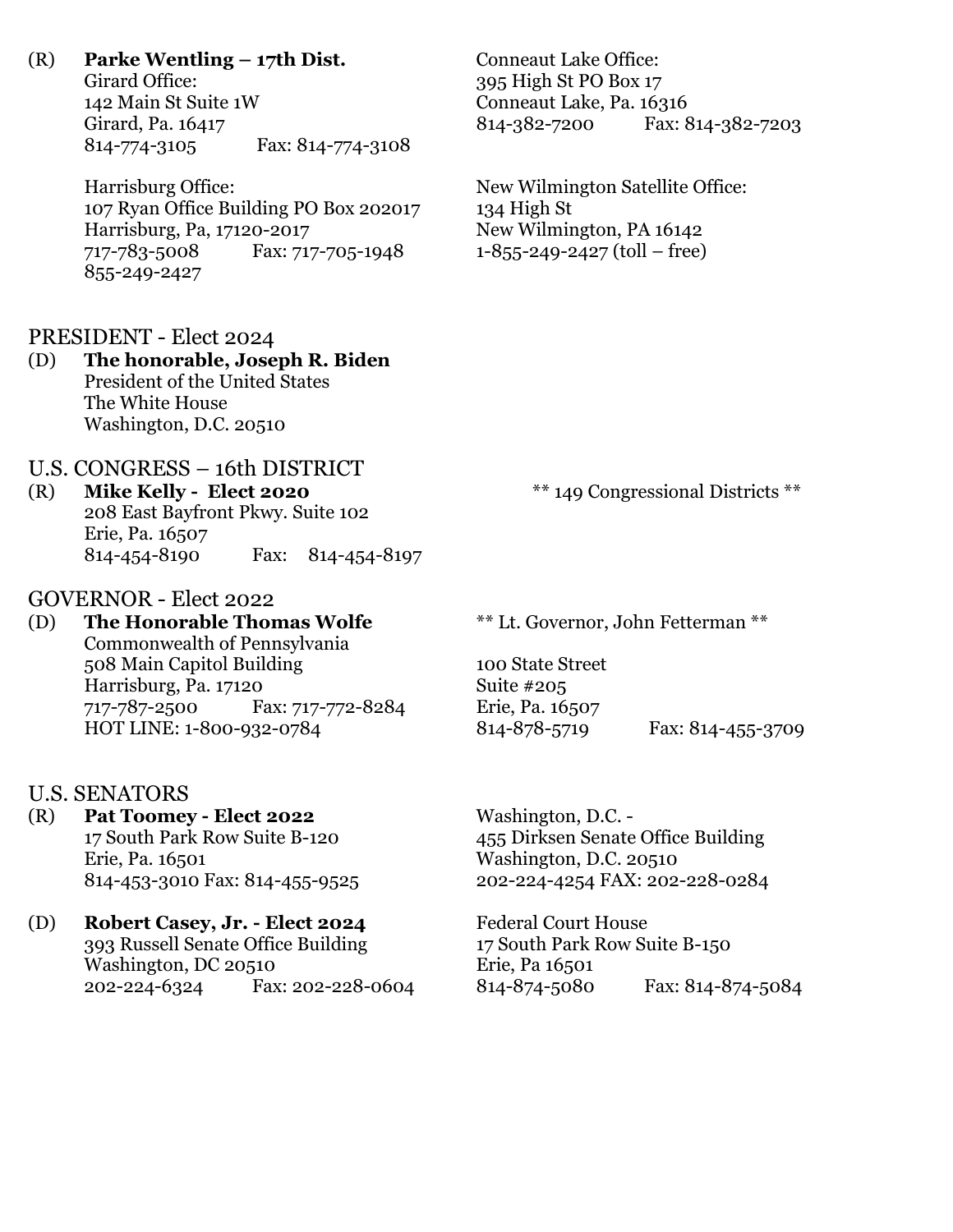(R) **Parke Wentling – 17th Dist.**
Girard Office:
142 Main St Suite 1W
Girard, Pa. 16417
814-774-3105 Fax: 814-774-3108

Conneaut Lake Office:
395 High St PO Box 17
Conneaut Lake, Pa. 16316
814-382-7200 Fax: 814-382-7203

Harrisburg Office:
107 Ryan Office Building PO Box 202017
Harrisburg, Pa, 17120-2017
717-783-5008 Fax: 717-705-1948
855-249-2427

New Wilmington Satellite Office:
134 High St
New Wilmington, PA 16142
1-855-249-2427 (toll – free)

## PRESIDENT - Elect 2024

(D) **The honorable, Joseph R. Biden**
President of the United States
The White House
Washington, D.C. 20510

## U.S. CONGRESS – 16th DISTRICT

(R) **Mike Kelly - Elect 2020**
208 East Bayfront Pkwy. Suite 102
Erie, Pa. 16507
814-454-8190 Fax: 814-454-8197

** 149 Congressional Districts **

## GOVERNOR - Elect 2022

(D) **The Honorable Thomas Wolfe**
Commonwealth of Pennsylvania
508 Main Capitol Building
Harrisburg, Pa. 17120
717-787-2500 Fax: 717-772-8284
HOT LINE: 1-800-932-0784

** Lt. Governor, John Fetterman **

100 State Street
Suite #205
Erie, Pa. 16507
814-878-5719 Fax: 814-455-3709

## U.S. SENATORS

(R) **Pat Toomey - Elect 2022**
17 South Park Row Suite B-120
Erie, Pa. 16501
814-453-3010 Fax: 814-455-9525

Washington, D.C. -
455 Dirksen Senate Office Building
Washington, D.C. 20510
202-224-4254 FAX: 202-228-0284

(D) **Robert Casey, Jr. - Elect 2024**
393 Russell Senate Office Building
Washington, DC 20510
202-224-6324 Fax: 202-228-0604

Federal Court House
17 South Park Row Suite B-150
Erie, Pa 16501
814-874-5080 Fax: 814-874-5084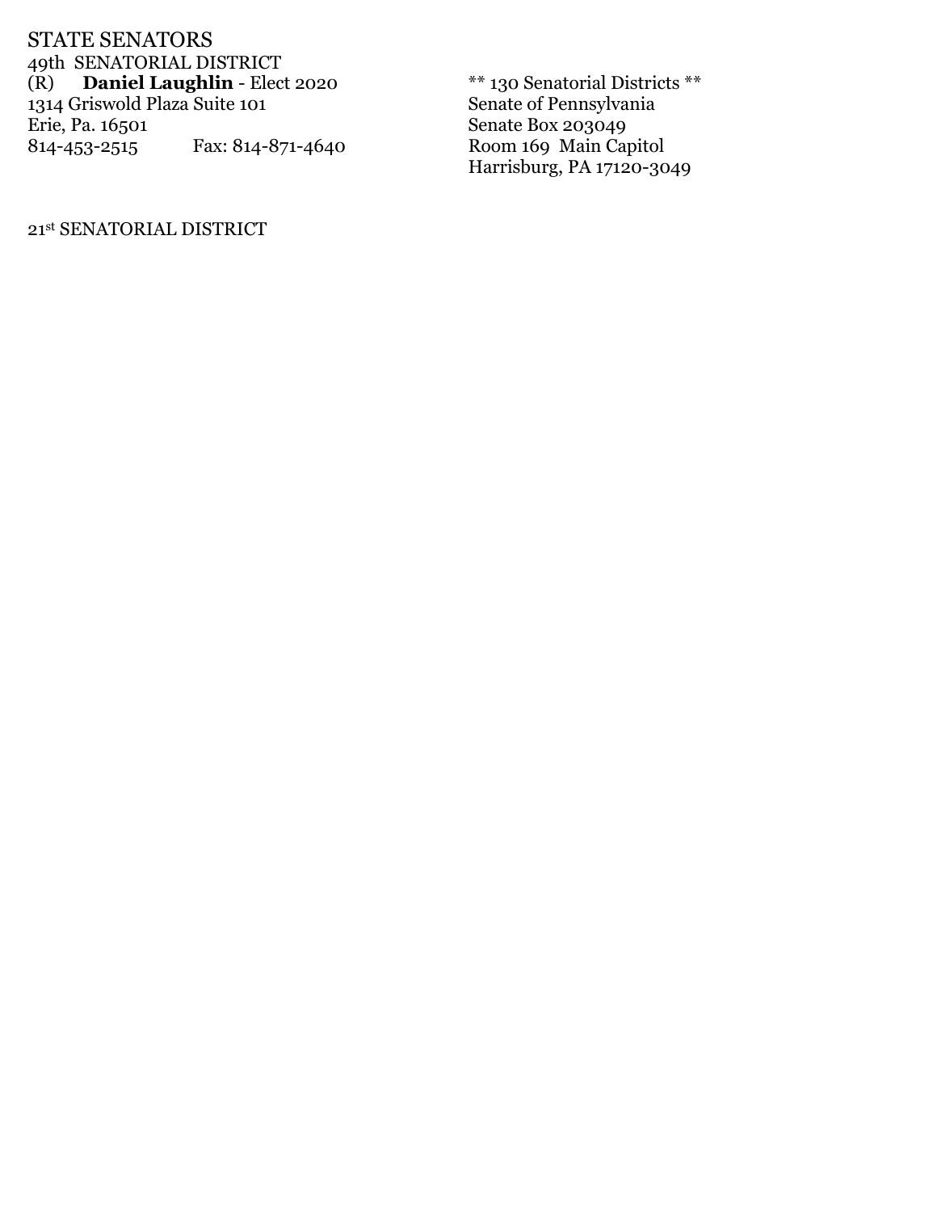## STATE SENATORS

### 49th SENATORIAL DISTRICT

(R) **Daniel Laughlin** - Elect 2020
1314 Griswold Plaza Suite 101
Erie, Pa. 16501
814-453-2515 Fax: 814-871-4640

** 130 Senatorial Districts **
Senate of Pennsylvania
Senate Box 203049
Room 169 Main Capitol
Harrisburg, PA 17120-3049

### 21st SENATORIAL DISTRICT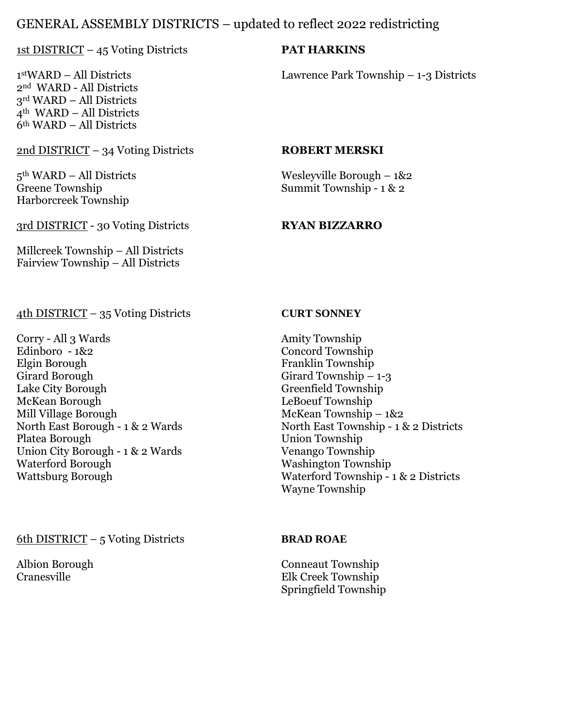# GENERAL ASSEMBLY DISTRICTS – updated to reflect 2022 redistricting

<u>1st DISTRICT</u> – 45 Voting Districts

**PAT HARKINS**

1st WARD – All Districts
2nd WARD - All Districts
3rd WARD – All Districts
4th WARD – All Districts
6th WARD – All Districts
Lawrence Park Township – 1-3 Districts

<u>2nd DISTRICT</u> – 34 Voting Districts

**ROBERT MERSKI**

5th WARD – All Districts
Greene Township
Harborcreek Township
Wesleyville Borough – 1&2
Summit Township - 1 & 2

<u>3rd DISTRICT</u> - 30 Voting Districts

**RYAN BIZZARRO**

Millcreek Township – All Districts
Fairview Township – All Districts

<u>4th DISTRICT</u> – 35 Voting Districts

**CURT SONNEY**

Corry - All 3 Wards
Edinboro - 1&2
Elgin Borough
Girard Borough
Lake City Borough
McKean Borough
Mill Village Borough
North East Borough - 1 & 2 Wards
Platea Borough
Union City Borough - 1 & 2 Wards
Waterford Borough
Wattsburg Borough
Amity Township
Concord Township
Franklin Township
Girard Township – 1-3
Greenfield Township
LeBoeuf Township
McKean Township – 1&2
North East Township - 1 & 2 Districts
Union Township
Venango Township
Washington Township
Waterford Township - 1 & 2 Districts
Wayne Township

<u>6th DISTRICT</u> – 5 Voting Districts

**BRAD ROAE**

Albion Borough
Cranesville
Conneaut Township
Elk Creek Township
Springfield Township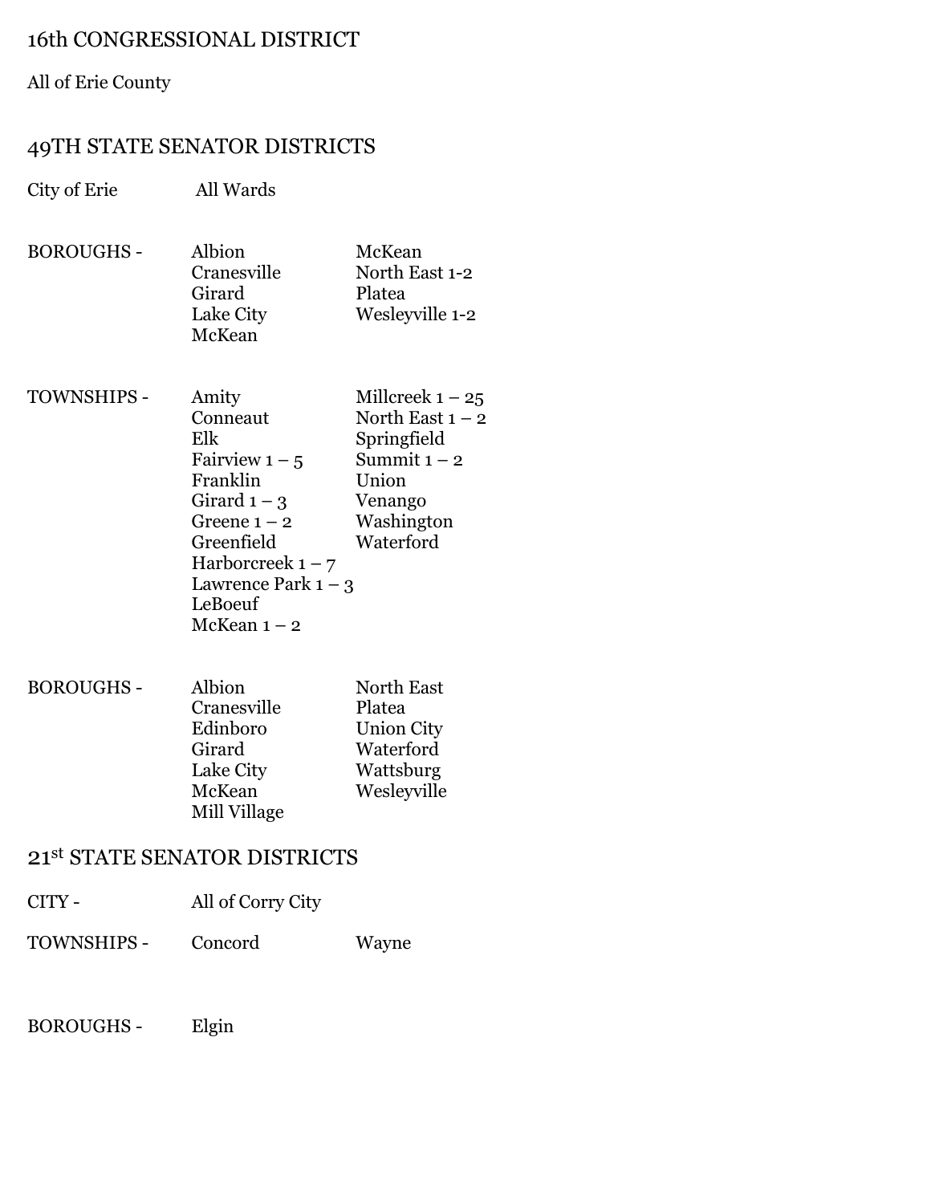## 16th CONGRESSIONAL DISTRICT

All of Erie County

## 49TH STATE SENATOR DISTRICTS

| | | |
|---|---|---|
| City of Erie | All Wards | |
| BOROUGHS - | Albion | McKean |
| | Cranesville | North East 1-2 |
| | Girard | Platea |
| | Lake City | Wesleyville 1-2 |
| | McKean | |
| TOWNSHIPS - | Amity | Millcreek 1 – 25 |
| | Conneaut | North East 1 – 2 |
| | Elk | Springfield |
| | Fairview 1 – 5 | Summit 1 – 2 |
| | Franklin | Union |
| | Girard 1 – 3 | Venango |
| | Greene 1 – 2 | Washington |
| | Greenfield | Waterford |
| | Harborcreek 1 – 7 | |
| | Lawrence Park 1 – 3 | |
| | LeBoeuf | |
| | McKean 1 – 2 | |
| BOROUGHS - | Albion | North East |
| | Cranesville | Platea |
| | Edinboro | Union City |
| | Girard | Waterford |
| | Lake City | Wattsburg |
| | McKean | Wesleyville |
| | Mill Village | |

## 21st STATE SENATOR DISTRICTS

| | | |
|---|---|---|
| CITY - | All of Corry City | |
| TOWNSHIPS - | Concord | Wayne |
| BOROUGHS - | Elgin | |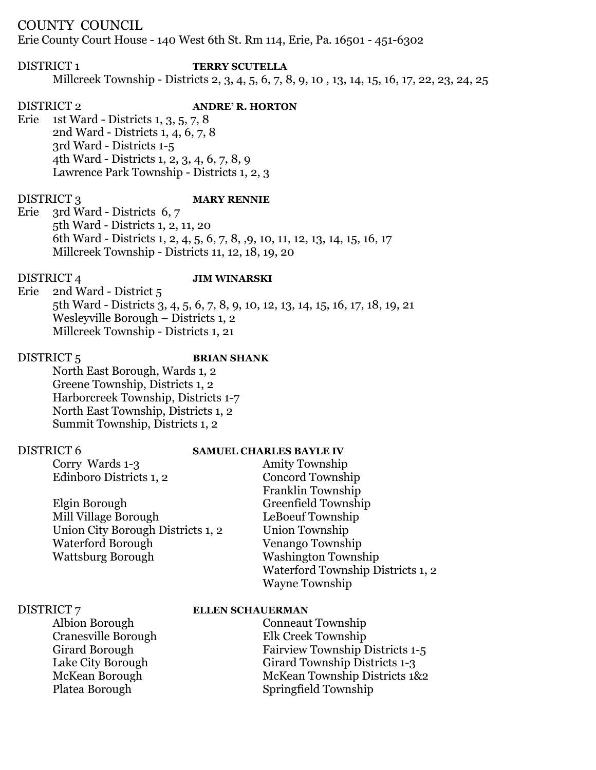# COUNTY COUNCIL

Erie County Court House - 140 West 6th St. Rm 114, Erie, Pa. 16501 - 451-6302

## DISTRICT 1 — TERRY SCUTELLA

Millcreek Township - Districts 2, 3, 4, 5, 6, 7, 8, 9, 10 , 13, 14, 15, 16, 17, 22, 23, 24, 25

## DISTRICT 2 — ANDRE' R. HORTON

Erie
- 1st Ward - Districts 1, 3, 5, 7, 8
- 2nd Ward - Districts 1, 4, 6, 7, 8
- 3rd Ward - Districts 1-5
- 4th Ward - Districts 1, 2, 3, 4, 6, 7, 8, 9
- Lawrence Park Township - Districts 1, 2, 3

## DISTRICT 3 — MARY RENNIE

Erie
- 3rd Ward - Districts 6, 7
- 5th Ward - Districts 1, 2, 11, 20
- 6th Ward - Districts 1, 2, 4, 5, 6, 7, 8, ,9, 10, 11, 12, 13, 14, 15, 16, 17
- Millcreek Township - Districts 11, 12, 18, 19, 20

## DISTRICT 4 — JIM WINARSKI

Erie
- 2nd Ward - District 5
- 5th Ward - Districts 3, 4, 5, 6, 7, 8, 9, 10, 12, 13, 14, 15, 16, 17, 18, 19, 21
- Wesleyville Borough – Districts 1, 2
- Millcreek Township - Districts 1, 21

## DISTRICT 5 — BRIAN SHANK

- North East Borough, Wards 1, 2
- Greene Township, Districts 1, 2
- Harborcreek Township, Districts 1-7
- North East Township, Districts 1, 2
- Summit Township, Districts 1, 2

## DISTRICT 6 — SAMUEL CHARLES BAYLE IV

- Corry Wards 1-3
- Edinboro Districts 1, 2
- Elgin Borough
- Mill Village Borough
- Union City Borough Districts 1, 2
- Waterford Borough
- Wattsburg Borough
- Amity Township
- Concord Township
- Franklin Township
- Greenfield Township
- LeBoeuf Township
- Union Township
- Venango Township
- Washington Township
- Waterford Township Districts 1, 2
- Wayne Township

## DISTRICT 7 — ELLEN SCHAUERMAN

- Albion Borough
- Cranesville Borough
- Girard Borough
- Lake City Borough
- McKean Borough
- Platea Borough
- Conneaut Township
- Elk Creek Township
- Fairview Township Districts 1-5
- Girard Township Districts 1-3
- McKean Township Districts 1&2
- Springfield Township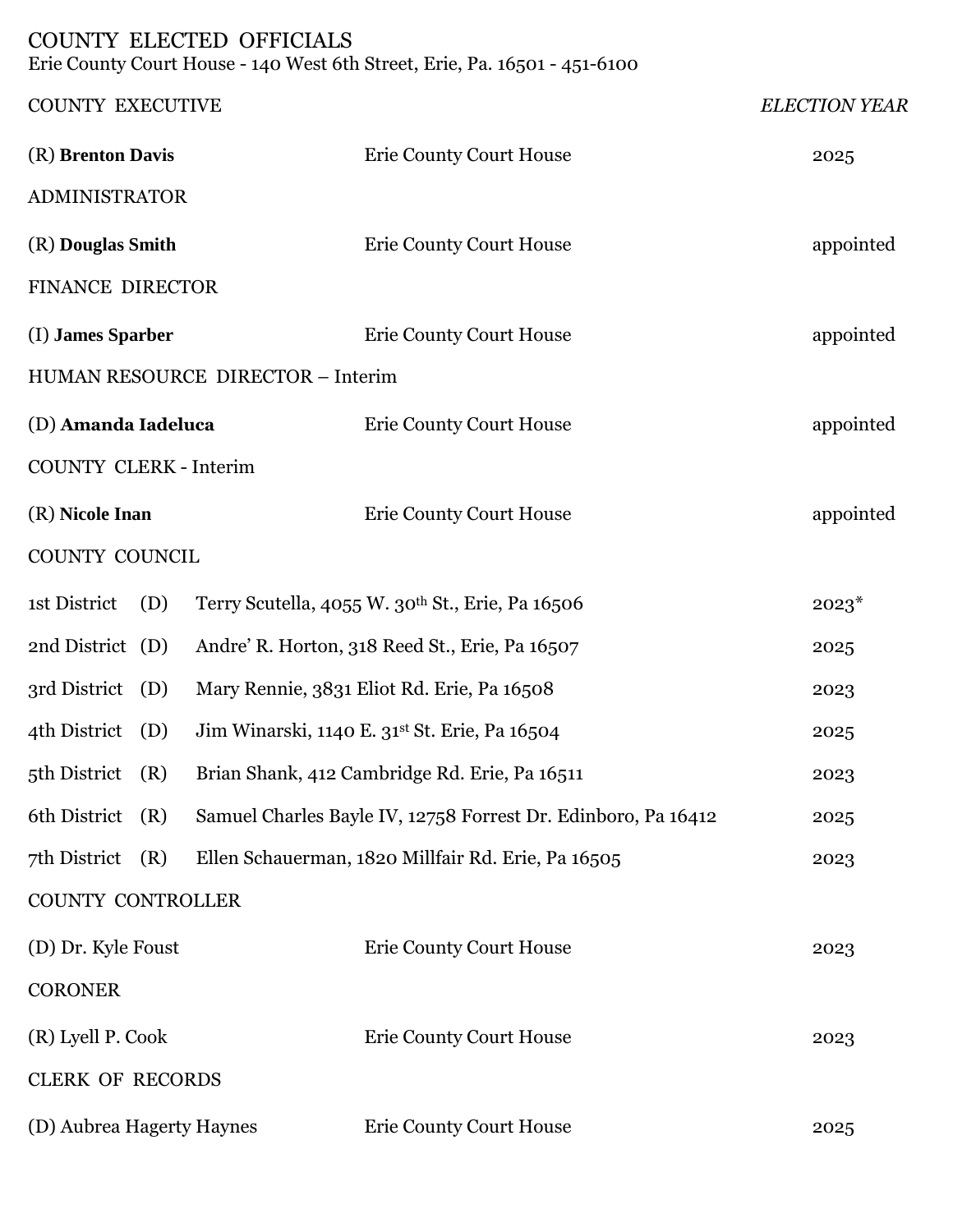# COUNTY ELECTED OFFICIALS

Erie County Court House - 140 West 6th Street, Erie, Pa. 16501 - 451-6100

| COUNTY EXECUTIVE | | *ELECTION YEAR* |
|---|---|---|
| (R) **Brenton Davis** | Erie County Court House | 2025 |
| **ADMINISTRATOR** | | |
| (R) **Douglas Smith** | Erie County Court House | appointed |
| **FINANCE DIRECTOR** | | |
| (I) **James Sparber** | Erie County Court House | appointed |
| **HUMAN RESOURCE DIRECTOR – Interim** | | |
| (D) **Amanda Iadeluca** | Erie County Court House | appointed |
| **COUNTY CLERK - Interim** | | |
| (R) **Nicole Inan** | Erie County Court House | appointed |

## COUNTY COUNCIL

| District | Party | Name / Address | Election Year |
|---|---|---|---|
| 1st District | (D) | Terry Scutella, 4055 W. 30th St., Erie, Pa 16506 | 2023* |
| 2nd District | (D) | Andre' R. Horton, 318 Reed St., Erie, Pa 16507 | 2025 |
| 3rd District | (D) | Mary Rennie, 3831 Eliot Rd. Erie, Pa 16508 | 2023 |
| 4th District | (D) | Jim Winarski, 1140 E. 31st St. Erie, Pa 16504 | 2025 |
| 5th District | (R) | Brian Shank, 412 Cambridge Rd. Erie, Pa 16511 | 2023 |
| 6th District | (R) | Samuel Charles Bayle IV, 12758 Forrest Dr. Edinboro, Pa 16412 | 2025 |
| 7th District | (R) | Ellen Schauerman, 1820 Millfair Rd. Erie, Pa 16505 | 2023 |

| COUNTY CONTROLLER | | |
|---|---|---|
| (D) Dr. Kyle Foust | Erie County Court House | 2023 |
| **CORONER** | | |
| (R) Lyell P. Cook | Erie County Court House | 2023 |
| **CLERK OF RECORDS** | | |
| (D) Aubrea Hagerty Haynes | Erie County Court House | 2025 |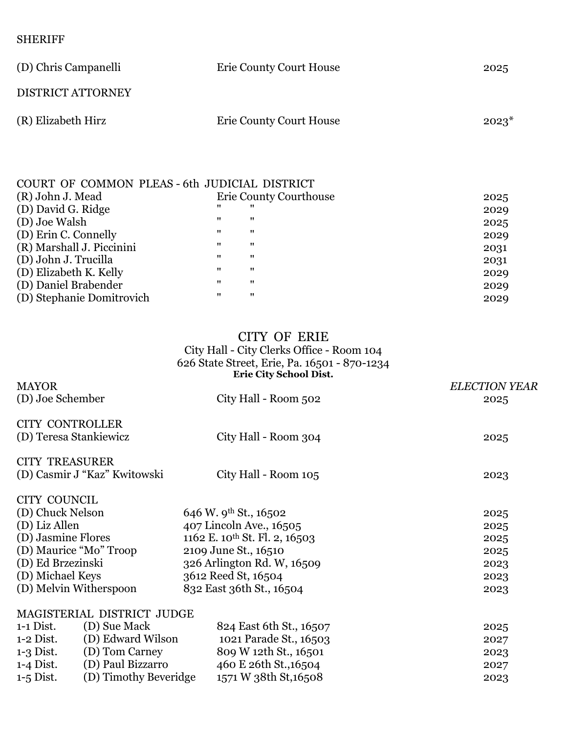SHERIFF

| | | |
|---|---|---|
| (D) Chris Campanelli | Erie County Court House | 2025 |

DISTRICT ATTORNEY

| | | |
|---|---|---|
| (R) Elizabeth Hirz | Erie County Court House | 2023* |

COURT OF COMMON PLEAS - 6th JUDICIAL DISTRICT

| | | |
|---|---|---|
| (R) John J. Mead | Erie County Courthouse | 2025 |
| (D) David G. Ridge | " " | 2029 |
| (D) Joe Walsh | " " | 2025 |
| (D) Erin C. Connelly | " " | 2029 |
| (R) Marshall J. Piccinini | " " | 2031 |
| (D) John J. Trucilla | " " | 2031 |
| (D) Elizabeth K. Kelly | " " | 2029 |
| (D) Daniel Brabender | " " | 2029 |
| (D) Stephanie Domitrovich | " " | 2029 |

## CITY OF ERIE

City Hall - City Clerks Office - Room 104
626 State Street, Erie, Pa. 16501 - 870-1234
**Erie City School Dist.**

| MAYOR | | *ELECTION YEAR* |
|---|---|---|
| (D) Joe Schember | City Hall - Room 502 | 2025 |

CITY CONTROLLER

| | | |
|---|---|---|
| (D) Teresa Stankiewicz | City Hall - Room 304 | 2025 |

CITY TREASURER

| | | |
|---|---|---|
| (D) Casmir J "Kaz" Kwitowski | City Hall - Room 105 | 2023 |

CITY COUNCIL

| | | |
|---|---|---|
| (D) Chuck Nelson | 646 W. 9th St., 16502 | 2025 |
| (D) Liz Allen | 407 Lincoln Ave., 16505 | 2025 |
| (D) Jasmine Flores | 1162 E. 10th St. Fl. 2, 16503 | 2025 |
| (D) Maurice "Mo" Troop | 2109 June St., 16510 | 2025 |
| (D) Ed Brzezinski | 326 Arlington Rd. W, 16509 | 2023 |
| (D) Michael Keys | 3612 Reed St, 16504 | 2023 |
| (D) Melvin Witherspoon | 832 East 36th St., 16504 | 2023 |

MAGISTERIAL DISTRICT JUDGE

| | | | |
|---|---|---|---|
| 1-1 Dist. | (D) Sue Mack | 824 East 6th St., 16507 | 2025 |
| 1-2 Dist. | (D) Edward Wilson | 1021 Parade St., 16503 | 2027 |
| 1-3 Dist. | (D) Tom Carney | 809 W 12th St., 16501 | 2023 |
| 1-4 Dist. | (D) Paul Bizzarro | 460 E 26th St.,16504 | 2027 |
| 1-5 Dist. | (D) Timothy Beveridge | 1571 W 38th St,16508 | 2023 |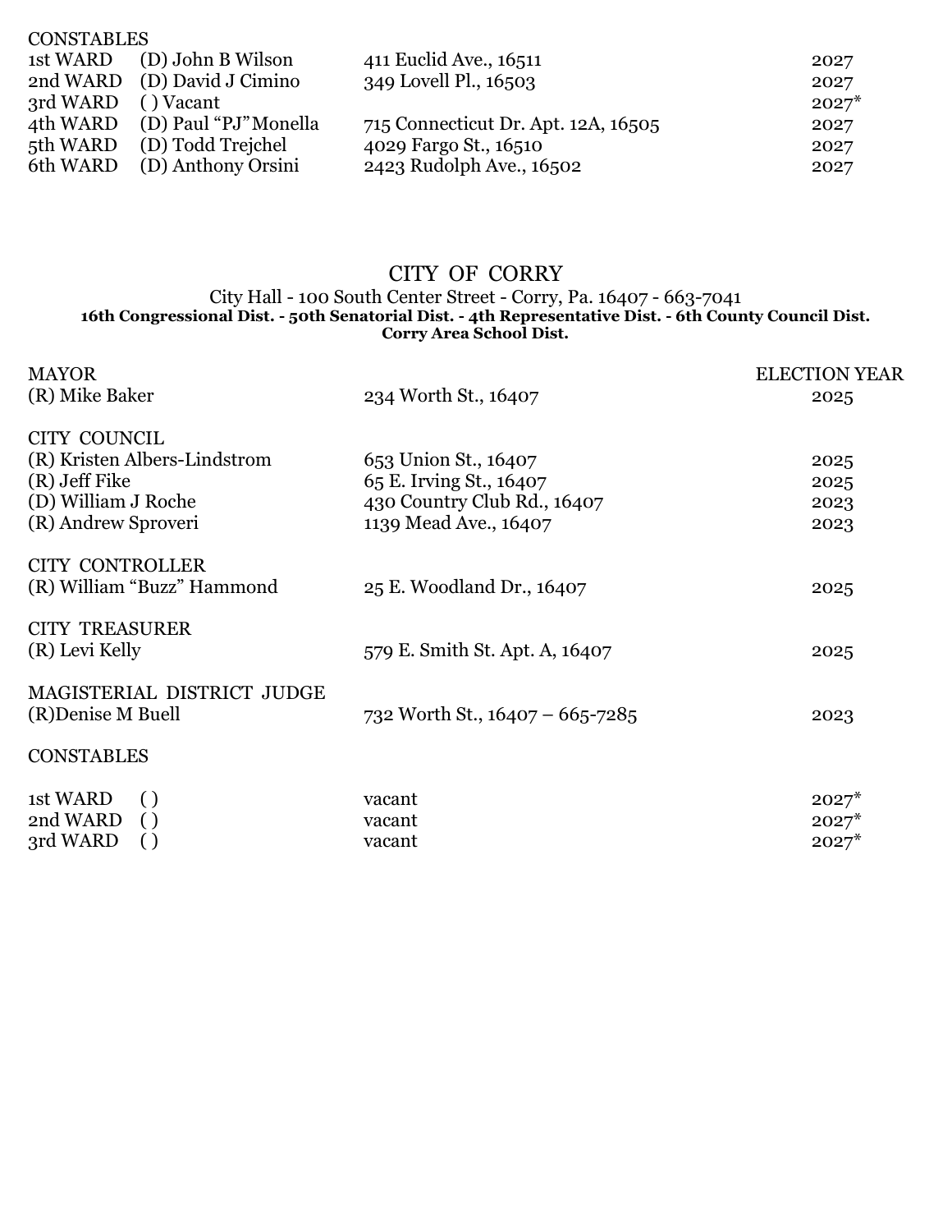CONSTABLES

| | | | |
|---|---|---|---|
| 1st WARD | (D) John B Wilson | 411 Euclid Ave., 16511 | 2027 |
| 2nd WARD | (D) David J Cimino | 349 Lovell Pl., 16503 | 2027 |
| 3rd WARD | ( ) Vacant | | 2027* |
| 4th WARD | (D) Paul "PJ" Monella | 715 Connecticut Dr. Apt. 12A, 16505 | 2027 |
| 5th WARD | (D) Todd Trejchel | 4029 Fargo St., 16510 | 2027 |
| 6th WARD | (D) Anthony Orsini | 2423 Rudolph Ave., 16502 | 2027 |

# CITY OF CORRY

City Hall - 100 South Center Street - Corry, Pa. 16407 - 663-7041

**16th Congressional Dist. - 50th Senatorial Dist. - 4th Representative Dist. - 6th County Council Dist.**
**Corry Area School Dist.**

| | | ELECTION YEAR |
|---|---|---|
| **MAYOR** | | |
| (R) Mike Baker | 234 Worth St., 16407 | 2025 |
| **CITY COUNCIL** | | |
| (R) Kristen Albers-Lindstrom | 653 Union St., 16407 | 2025 |
| (R) Jeff Fike | 65 E. Irving St., 16407 | 2025 |
| (D) William J Roche | 430 Country Club Rd., 16407 | 2023 |
| (R) Andrew Sproveri | 1139 Mead Ave., 16407 | 2023 |
| **CITY CONTROLLER** | | |
| (R) William "Buzz" Hammond | 25 E. Woodland Dr., 16407 | 2025 |
| **CITY TREASURER** | | |
| (R) Levi Kelly | 579 E. Smith St. Apt. A, 16407 | 2025 |
| **MAGISTERIAL DISTRICT JUDGE** | | |
| (R)Denise M Buell | 732 Worth St., 16407 – 665-7285 | 2023 |

CONSTABLES

| | | | |
|---|---|---|---|
| 1st WARD | ( ) | vacant | 2027* |
| 2nd WARD | ( ) | vacant | 2027* |
| 3rd WARD | ( ) | vacant | 2027* |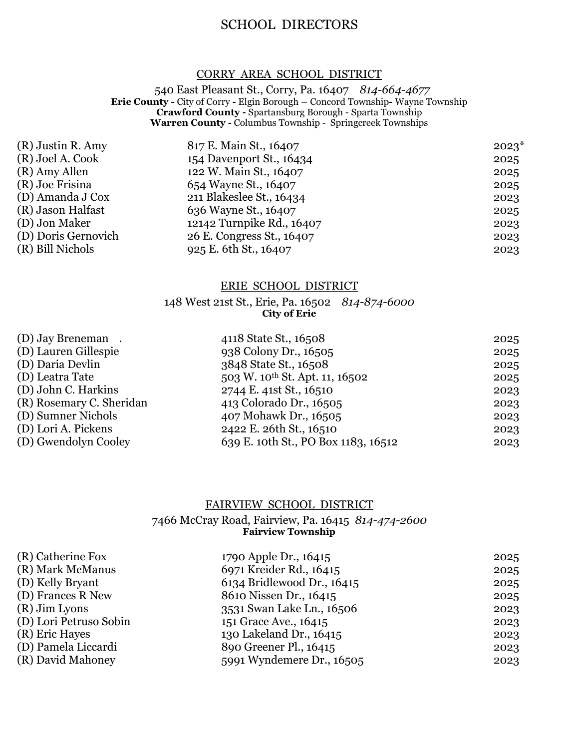# SCHOOL DIRECTORS

## CORRY AREA SCHOOL DISTRICT

540 East Pleasant St., Corry, Pa. 16407 *814-664-4677*
**Erie County -** City of Corry **-** Elgin Borough – Concord Township**-** Wayne Township
**Crawford County -** Spartansburg Borough - Sparta Township
**Warren County -** Columbus Township - Springcreek Townships

| | | |
|---|---|---|
| (R) Justin R. Amy | 817 E. Main St., 16407 | 2023* |
| (R) Joel A. Cook | 154 Davenport St., 16434 | 2025 |
| (R) Amy Allen | 122 W. Main St., 16407 | 2025 |
| (R) Joe Frisina | 654 Wayne St., 16407 | 2025 |
| (D) Amanda J Cox | 211 Blakeslee St., 16434 | 2023 |
| (R) Jason Halfast | 636 Wayne St., 16407 | 2025 |
| (D) Jon Maker | 12142 Turnpike Rd., 16407 | 2023 |
| (D) Doris Gernovich | 26 E. Congress St., 16407 | 2023 |
| (R) Bill Nichols | 925 E. 6th St., 16407 | 2023 |

## ERIE SCHOOL DISTRICT

148 West 21st St., Erie, Pa. 16502 *814-874-6000*
**City of Erie**

| | | |
|---|---|---|
| (D) Jay Breneman . | 4118 State St., 16508 | 2025 |
| (D) Lauren Gillespie | 938 Colony Dr., 16505 | 2025 |
| (D) Daria Devlin | 3848 State St., 16508 | 2025 |
| (D) Leatra Tate | 503 W. 10th St. Apt. 11, 16502 | 2025 |
| (D) John C. Harkins | 2744 E. 41st St., 16510 | 2023 |
| (R) Rosemary C. Sheridan | 413 Colorado Dr., 16505 | 2023 |
| (D) Sumner Nichols | 407 Mohawk Dr., 16505 | 2023 |
| (D) Lori A. Pickens | 2422 E. 26th St., 16510 | 2023 |
| (D) Gwendolyn Cooley | 639 E. 10th St., PO Box 1183, 16512 | 2023 |

## FAIRVIEW SCHOOL DISTRICT

7466 McCray Road, Fairview, Pa. 16415 *814-474-2600*
**Fairview Township**

| | | |
|---|---|---|
| (R) Catherine Fox | 1790 Apple Dr., 16415 | 2025 |
| (R) Mark McManus | 6971 Kreider Rd., 16415 | 2025 |
| (D) Kelly Bryant | 6134 Bridlewood Dr., 16415 | 2025 |
| (D) Frances R New | 8610 Nissen Dr., 16415 | 2025 |
| (R) Jim Lyons | 3531 Swan Lake Ln., 16506 | 2023 |
| (D) Lori Petruso Sobin | 151 Grace Ave., 16415 | 2023 |
| (R) Eric Hayes | 130 Lakeland Dr., 16415 | 2023 |
| (D) Pamela Liccardi | 890 Greener Pl., 16415 | 2023 |
| (R) David Mahoney | 5991 Wyndemere Dr., 16505 | 2023 |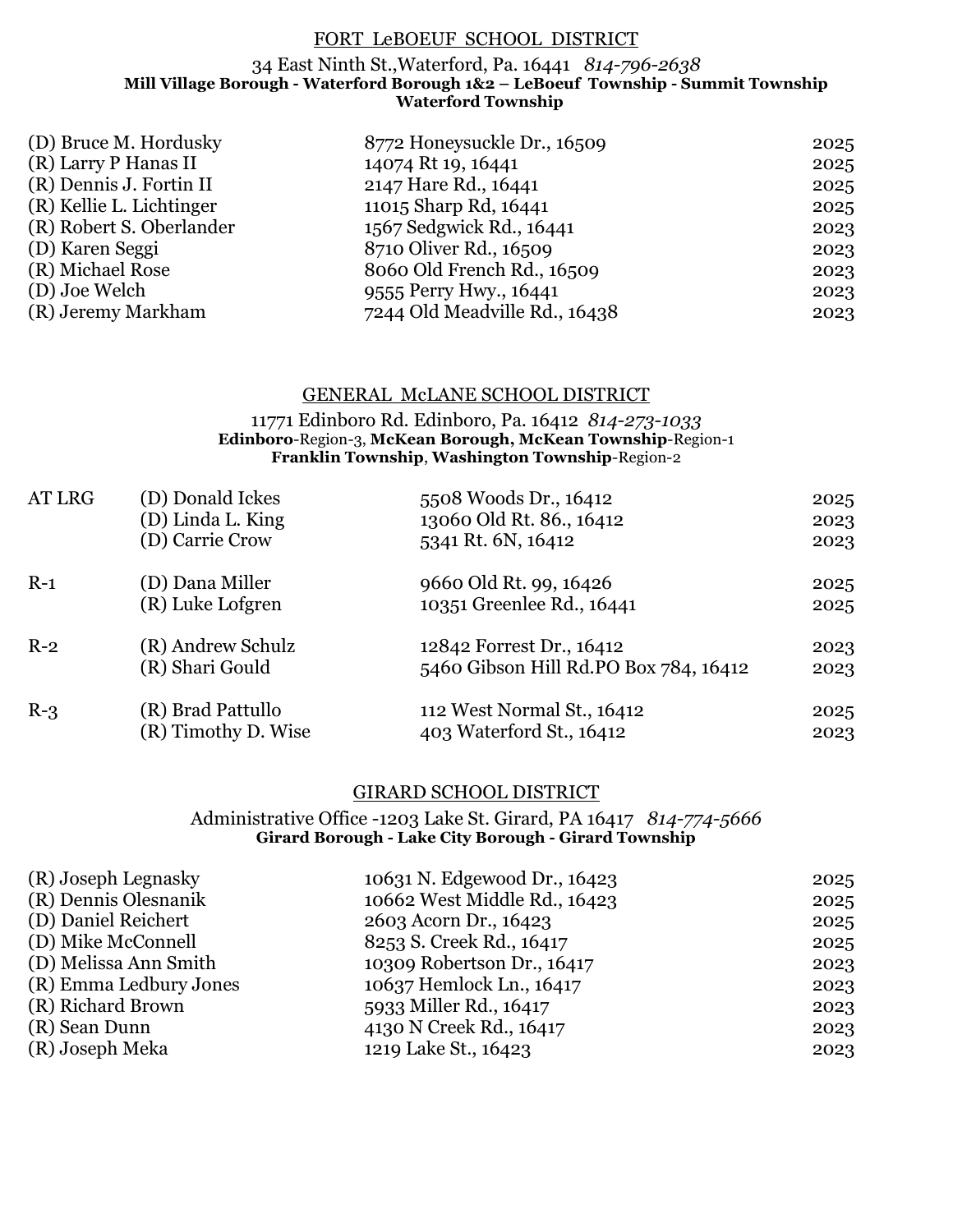## FORT LeBOEUF SCHOOL DISTRICT

34 East Ninth St.,Waterford, Pa. 16441 *814-796-2638*
**Mill Village Borough - Waterford Borough 1&2 – LeBoeuf Township - Summit Township Waterford Township**

| | | |
|---|---|---|
| (D) Bruce M. Hordusky | 8772 Honeysuckle Dr., 16509 | 2025 |
| (R) Larry P Hanas II | 14074 Rt 19, 16441 | 2025 |
| (R) Dennis J. Fortin II | 2147 Hare Rd., 16441 | 2025 |
| (R) Kellie L. Lichtinger | 11015 Sharp Rd, 16441 | 2025 |
| (R) Robert S. Oberlander | 1567 Sedgwick Rd., 16441 | 2023 |
| (D) Karen Seggi | 8710 Oliver Rd., 16509 | 2023 |
| (R) Michael Rose | 8060 Old French Rd., 16509 | 2023 |
| (D) Joe Welch | 9555 Perry Hwy., 16441 | 2023 |
| (R) Jeremy Markham | 7244 Old Meadville Rd., 16438 | 2023 |

## GENERAL McLANE SCHOOL DISTRICT

11771 Edinboro Rd. Edinboro, Pa. 16412 *814-273-1033*
**Edinboro**-Region-3, **McKean Borough, McKean Township**-Region-1
**Franklin Township**, **Washington Township**-Region-2

| | | | |
|---|---|---|---|
| AT LRG | (D) Donald Ickes | 5508 Woods Dr., 16412 | 2025 |
| | (D) Linda L. King | 13060 Old Rt. 86., 16412 | 2023 |
| | (D) Carrie Crow | 5341 Rt. 6N, 16412 | 2023 |
| R-1 | (D) Dana Miller | 9660 Old Rt. 99, 16426 | 2025 |
| | (R) Luke Lofgren | 10351 Greenlee Rd., 16441 | 2025 |
| R-2 | (R) Andrew Schulz | 12842 Forrest Dr., 16412 | 2023 |
| | (R) Shari Gould | 5460 Gibson Hill Rd.PO Box 784, 16412 | 2023 |
| R-3 | (R) Brad Pattullo | 112 West Normal St., 16412 | 2025 |
| | (R) Timothy D. Wise | 403 Waterford St., 16412 | 2023 |

## GIRARD SCHOOL DISTRICT

Administrative Office -1203 Lake St. Girard, PA 16417 *814-774-5666*
**Girard Borough - Lake City Borough - Girard Township**

| | | |
|---|---|---|
| (R) Joseph Legnasky | 10631 N. Edgewood Dr., 16423 | 2025 |
| (R) Dennis Olesnanik | 10662 West Middle Rd., 16423 | 2025 |
| (D) Daniel Reichert | 2603 Acorn Dr., 16423 | 2025 |
| (D) Mike McConnell | 8253 S. Creek Rd., 16417 | 2025 |
| (D) Melissa Ann Smith | 10309 Robertson Dr., 16417 | 2023 |
| (R) Emma Ledbury Jones | 10637 Hemlock Ln., 16417 | 2023 |
| (R) Richard Brown | 5933 Miller Rd., 16417 | 2023 |
| (R) Sean Dunn | 4130 N Creek Rd., 16417 | 2023 |
| (R) Joseph Meka | 1219 Lake St., 16423 | 2023 |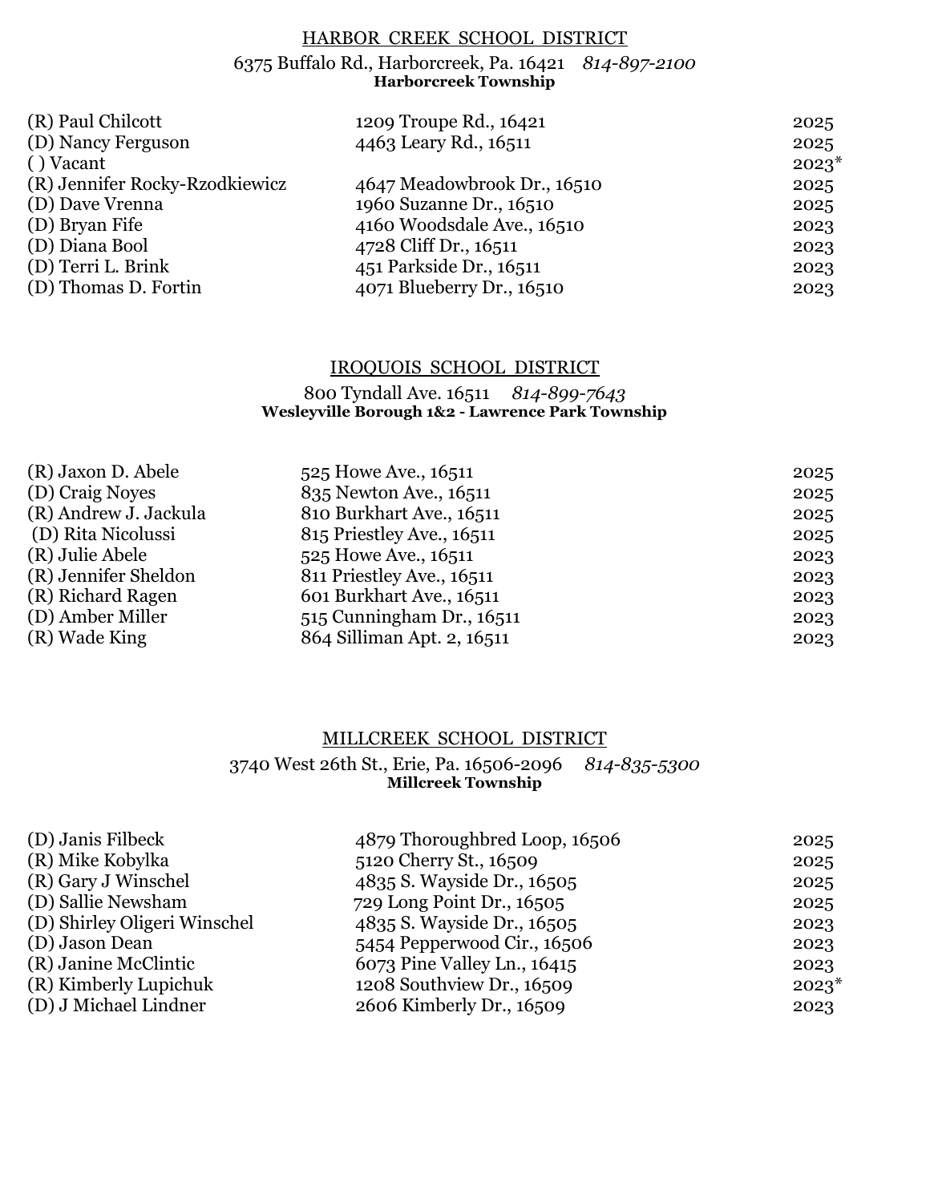## HARBOR CREEK SCHOOL DISTRICT

6375 Buffalo Rd., Harborcreek, Pa. 16421 *814-897-2100*
**Harborcreek Township**

| | | |
|---|---|---|
| (R) Paul Chilcott | 1209 Troupe Rd., 16421 | 2025 |
| (D) Nancy Ferguson | 4463 Leary Rd., 16511 | 2025 |
| ( ) Vacant | | 2023* |
| (R) Jennifer Rocky-Rzodkiewicz | 4647 Meadowbrook Dr., 16510 | 2025 |
| (D) Dave Vrenna | 1960 Suzanne Dr., 16510 | 2025 |
| (D) Bryan Fife | 4160 Woodsdale Ave., 16510 | 2023 |
| (D) Diana Bool | 4728 Cliff Dr., 16511 | 2023 |
| (D) Terri L. Brink | 451 Parkside Dr., 16511 | 2023 |
| (D) Thomas D. Fortin | 4071 Blueberry Dr., 16510 | 2023 |

## IROQUOIS SCHOOL DISTRICT

800 Tyndall Ave. 16511 *814-899-7643*
**Wesleyville Borough 1&2 - Lawrence Park Township**

| | | |
|---|---|---|
| (R) Jaxon D. Abele | 525 Howe Ave., 16511 | 2025 |
| (D) Craig Noyes | 835 Newton Ave., 16511 | 2025 |
| (R) Andrew J. Jackula | 810 Burkhart Ave., 16511 | 2025 |
| (D) Rita Nicolussi | 815 Priestley Ave., 16511 | 2025 |
| (R) Julie Abele | 525 Howe Ave., 16511 | 2023 |
| (R) Jennifer Sheldon | 811 Priestley Ave., 16511 | 2023 |
| (R) Richard Ragen | 601 Burkhart Ave., 16511 | 2023 |
| (D) Amber Miller | 515 Cunningham Dr., 16511 | 2023 |
| (R) Wade King | 864 Silliman Apt. 2, 16511 | 2023 |

## MILLCREEK SCHOOL DISTRICT

3740 West 26th St., Erie, Pa. 16506-2096 *814-835-5300*
**Millcreek Township**

| | | |
|---|---|---|
| (D) Janis Filbeck | 4879 Thoroughbred Loop, 16506 | 2025 |
| (R) Mike Kobylka | 5120 Cherry St., 16509 | 2025 |
| (R) Gary J Winschel | 4835 S. Wayside Dr., 16505 | 2025 |
| (D) Sallie Newsham | 729 Long Point Dr., 16505 | 2025 |
| (D) Shirley Oligeri Winschel | 4835 S. Wayside Dr., 16505 | 2023 |
| (D) Jason Dean | 5454 Pepperwood Cir., 16506 | 2023 |
| (R) Janine McClintic | 6073 Pine Valley Ln., 16415 | 2023 |
| (R) Kimberly Lupichuk | 1208 Southview Dr., 16509 | 2023* |
| (D) J Michael Lindner | 2606 Kimberly Dr., 16509 | 2023 |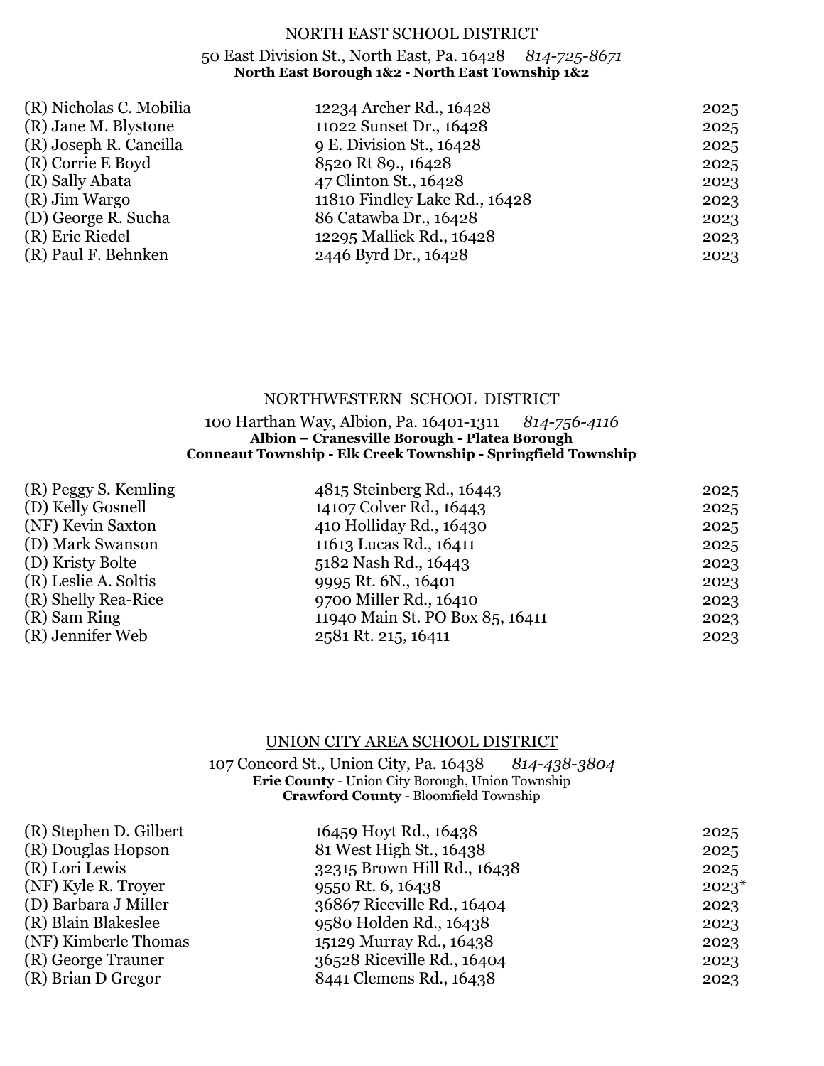## NORTH EAST SCHOOL DISTRICT

50 East Division St., North East, Pa. 16428 *814-725-8671*
**North East Borough 1&2 - North East Township 1&2**

| | | |
|---|---|---|
| (R) Nicholas C. Mobilia | 12234 Archer Rd., 16428 | 2025 |
| (R) Jane M. Blystone | 11022 Sunset Dr., 16428 | 2025 |
| (R) Joseph R. Cancilla | 9 E. Division St., 16428 | 2025 |
| (R) Corrie E Boyd | 8520 Rt 89., 16428 | 2025 |
| (R) Sally Abata | 47 Clinton St., 16428 | 2023 |
| (R) Jim Wargo | 11810 Findley Lake Rd., 16428 | 2023 |
| (D) George R. Sucha | 86 Catawba Dr., 16428 | 2023 |
| (R) Eric Riedel | 12295 Mallick Rd., 16428 | 2023 |
| (R) Paul F. Behnken | 2446 Byrd Dr., 16428 | 2023 |

## NORTHWESTERN SCHOOL DISTRICT

100 Harthan Way, Albion, Pa. 16401-1311 *814-756-4116*
**Albion – Cranesville Borough - Platea Borough**
**Conneaut Township - Elk Creek Township - Springfield Township**

| | | |
|---|---|---|
| (R) Peggy S. Kemling | 4815 Steinberg Rd., 16443 | 2025 |
| (D) Kelly Gosnell | 14107 Colver Rd., 16443 | 2025 |
| (NF) Kevin Saxton | 410 Holliday Rd., 16430 | 2025 |
| (D) Mark Swanson | 11613 Lucas Rd., 16411 | 2025 |
| (D) Kristy Bolte | 5182 Nash Rd., 16443 | 2023 |
| (R) Leslie A. Soltis | 9995 Rt. 6N., 16401 | 2023 |
| (R) Shelly Rea-Rice | 9700 Miller Rd., 16410 | 2023 |
| (R) Sam Ring | 11940 Main St. PO Box 85, 16411 | 2023 |
| (R) Jennifer Web | 2581 Rt. 215, 16411 | 2023 |

## UNION CITY AREA SCHOOL DISTRICT

107 Concord St., Union City, Pa. 16438 *814-438-3804*
**Erie County** - Union City Borough, Union Township
**Crawford County** - Bloomfield Township

| | | |
|---|---|---|
| (R) Stephen D. Gilbert | 16459 Hoyt Rd., 16438 | 2025 |
| (R) Douglas Hopson | 81 West High St., 16438 | 2025 |
| (R) Lori Lewis | 32315 Brown Hill Rd., 16438 | 2025 |
| (NF) Kyle R. Troyer | 9550 Rt. 6, 16438 | 2023* |
| (D) Barbara J Miller | 36867 Riceville Rd., 16404 | 2023 |
| (R) Blain Blakeslee | 9580 Holden Rd., 16438 | 2023 |
| (NF) Kimberle Thomas | 15129 Murray Rd., 16438 | 2023 |
| (R) George Trauner | 36528 Riceville Rd., 16404 | 2023 |
| (R) Brian D Gregor | 8441 Clemens Rd., 16438 | 2023 |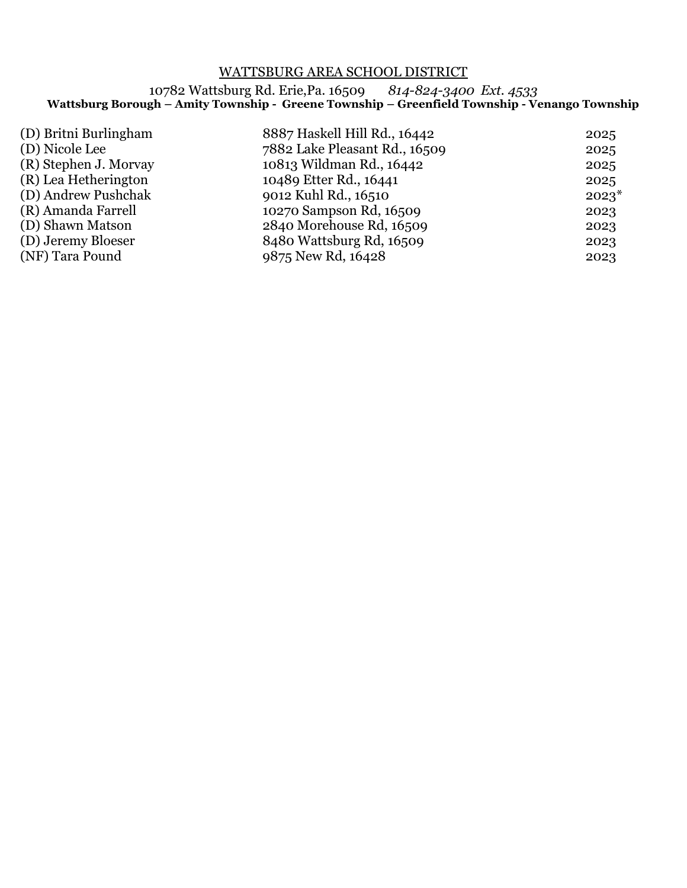WATTSBURG AREA SCHOOL DISTRICT

10782 Wattsburg Rd. Erie,Pa. 16509 *814-824-3400 Ext. 4533*

**Wattsburg Borough – Amity Township - Greene Township – Greenfield Township - Venango Township**

| | | |
|---|---|---|
| (D) Britni Burlingham | 8887 Haskell Hill Rd., 16442 | 2025 |
| (D) Nicole Lee | 7882 Lake Pleasant Rd., 16509 | 2025 |
| (R) Stephen J. Morvay | 10813 Wildman Rd., 16442 | 2025 |
| (R) Lea Hetherington | 10489 Etter Rd., 16441 | 2025 |
| (D) Andrew Pushchak | 9012 Kuhl Rd., 16510 | 2023* |
| (R) Amanda Farrell | 10270 Sampson Rd, 16509 | 2023 |
| (D) Shawn Matson | 2840 Morehouse Rd, 16509 | 2023 |
| (D) Jeremy Bloeser | 8480 Wattsburg Rd, 16509 | 2023 |
| (NF) Tara Pound | 9875 New Rd, 16428 | 2023 |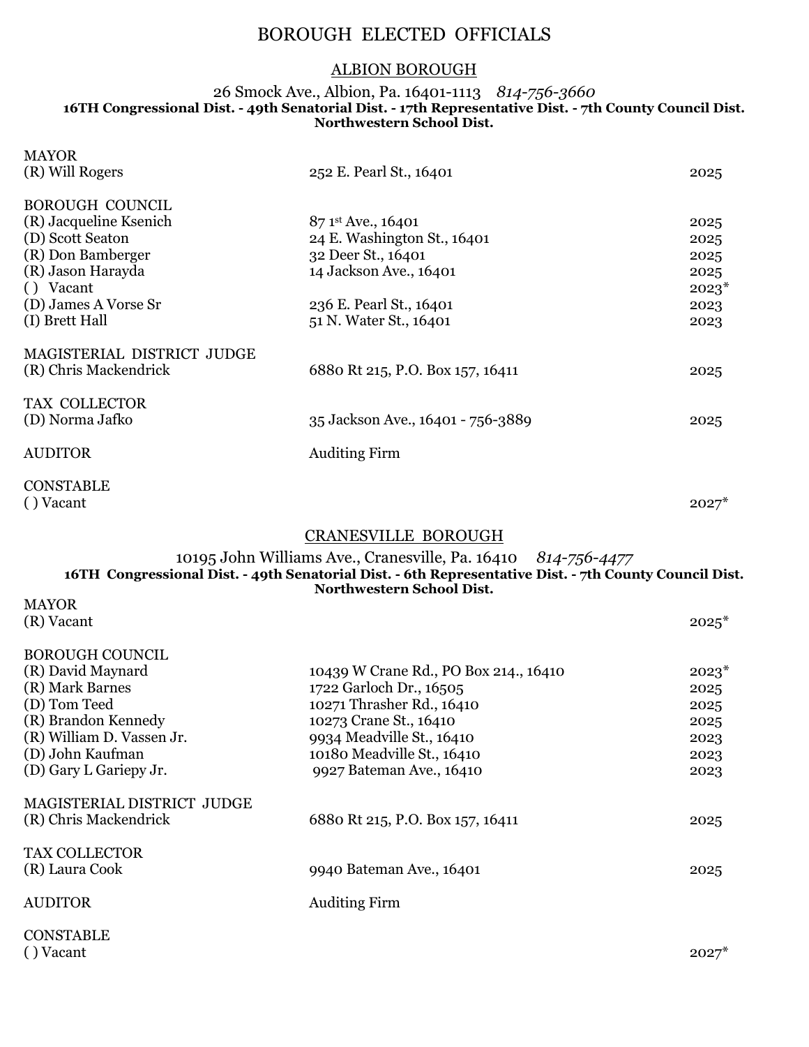# BOROUGH ELECTED OFFICIALS

## ALBION BOROUGH

26 Smock Ave., Albion, Pa. 16401-1113 *814-756-3660*
**16TH Congressional Dist. - 49th Senatorial Dist. - 17th Representative Dist. - 7th County Council Dist.**
**Northwestern School Dist.**

MAYOR

| | | |
|---|---|---|
| (R) Will Rogers | 252 E. Pearl St., 16401 | 2025 |

BOROUGH COUNCIL

| | | |
|---|---|---|
| (R) Jacqueline Ksenich | 87 1st Ave., 16401 | 2025 |
| (D) Scott Seaton | 24 E. Washington St., 16401 | 2025 |
| (R) Don Bamberger | 32 Deer St., 16401 | 2025 |
| (R) Jason Harayda | 14 Jackson Ave., 16401 | 2025 |
| ( ) Vacant | | 2023* |
| (D) James A Vorse Sr | 236 E. Pearl St., 16401 | 2023 |
| (I) Brett Hall | 51 N. Water St., 16401 | 2023 |

MAGISTERIAL DISTRICT JUDGE

| | | |
|---|---|---|
| (R) Chris Mackendrick | 6880 Rt 215, P.O. Box 157, 16411 | 2025 |

TAX COLLECTOR

| | | |
|---|---|---|
| (D) Norma Jafko | 35 Jackson Ave., 16401 - 756-3889 | 2025 |

AUDITOR — Auditing Firm

CONSTABLE

| | | |
|---|---|---|
| ( ) Vacant | | 2027* |

## CRANESVILLE BOROUGH

10195 John Williams Ave., Cranesville, Pa. 16410 *814-756-4477*
**16TH Congressional Dist. - 49th Senatorial Dist. - 6th Representative Dist. - 7th County Council Dist.**
**Northwestern School Dist.**

MAYOR

| | | |
|---|---|---|
| (R) Vacant | | 2025* |

BOROUGH COUNCIL

| | | |
|---|---|---|
| (R) David Maynard | 10439 W Crane Rd., PO Box 214., 16410 | 2023* |
| (R) Mark Barnes | 1722 Garloch Dr., 16505 | 2025 |
| (D) Tom Teed | 10271 Thrasher Rd., 16410 | 2025 |
| (R) Brandon Kennedy | 10273 Crane St., 16410 | 2025 |
| (R) William D. Vassen Jr. | 9934 Meadville St., 16410 | 2023 |
| (D) John Kaufman | 10180 Meadville St., 16410 | 2023 |
| (D) Gary L Gariepy Jr. | 9927 Bateman Ave., 16410 | 2023 |

MAGISTERIAL DISTRICT JUDGE

| | | |
|---|---|---|
| (R) Chris Mackendrick | 6880 Rt 215, P.O. Box 157, 16411 | 2025 |

TAX COLLECTOR

| | | |
|---|---|---|
| (R) Laura Cook | 9940 Bateman Ave., 16401 | 2025 |

AUDITOR — Auditing Firm

CONSTABLE

| | | |
|---|---|---|
| ( ) Vacant | | 2027* |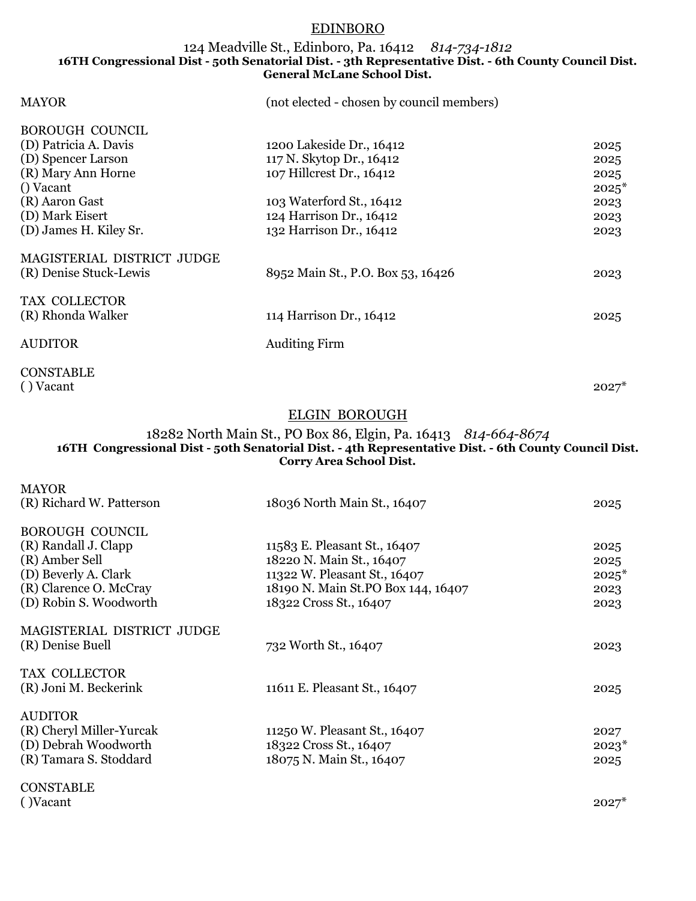## EDINBORO

124 Meadville St., Edinboro, Pa. 16412 *814-734-1812*

**16TH Congressional Dist - 50th Senatorial Dist. - 3th Representative Dist. - 6th County Council Dist.**
**General McLane School Dist.**

| | | |
|---|---|---|
| MAYOR | (not elected - chosen by council members) | |
| BOROUGH COUNCIL | | |
| (D) Patricia A. Davis | 1200 Lakeside Dr., 16412 | 2025 |
| (D) Spencer Larson | 117 N. Skytop Dr., 16412 | 2025 |
| (R) Mary Ann Horne | 107 Hillcrest Dr., 16412 | 2025 |
| () Vacant | | 2025* |
| (R) Aaron Gast | 103 Waterford St., 16412 | 2023 |
| (D) Mark Eisert | 124 Harrison Dr., 16412 | 2023 |
| (D) James H. Kiley Sr. | 132 Harrison Dr., 16412 | 2023 |
| MAGISTERIAL DISTRICT JUDGE | | |
| (R) Denise Stuck-Lewis | 8952 Main St., P.O. Box 53, 16426 | 2023 |
| TAX COLLECTOR | | |
| (R) Rhonda Walker | 114 Harrison Dr., 16412 | 2025 |
| AUDITOR | Auditing Firm | |
| CONSTABLE | | |
| ( ) Vacant | | 2027* |

## ELGIN BOROUGH

18282 North Main St., PO Box 86, Elgin, Pa. 16413 *814-664-8674*

**16TH Congressional Dist - 50th Senatorial Dist. - 4th Representative Dist. - 6th County Council Dist.**
**Corry Area School Dist.**

| | | |
|---|---|---|
| MAYOR | | |
| (R) Richard W. Patterson | 18036 North Main St., 16407 | 2025 |
| BOROUGH COUNCIL | | |
| (R) Randall J. Clapp | 11583 E. Pleasant St., 16407 | 2025 |
| (R) Amber Sell | 18220 N. Main St., 16407 | 2025 |
| (D) Beverly A. Clark | 11322 W. Pleasant St., 16407 | 2025* |
| (R) Clarence O. McCray | 18190 N. Main St.PO Box 144, 16407 | 2023 |
| (D) Robin S. Woodworth | 18322 Cross St., 16407 | 2023 |
| MAGISTERIAL DISTRICT JUDGE | | |
| (R) Denise Buell | 732 Worth St., 16407 | 2023 |
| TAX COLLECTOR | | |
| (R) Joni M. Beckerink | 11611 E. Pleasant St., 16407 | 2025 |
| AUDITOR | | |
| (R) Cheryl Miller-Yurcak | 11250 W. Pleasant St., 16407 | 2027 |
| (D) Debrah Woodworth | 18322 Cross St., 16407 | 2023* |
| (R) Tamara S. Stoddard | 18075 N. Main St., 16407 | 2025 |
| CONSTABLE | | |
| ( )Vacant | | 2027* |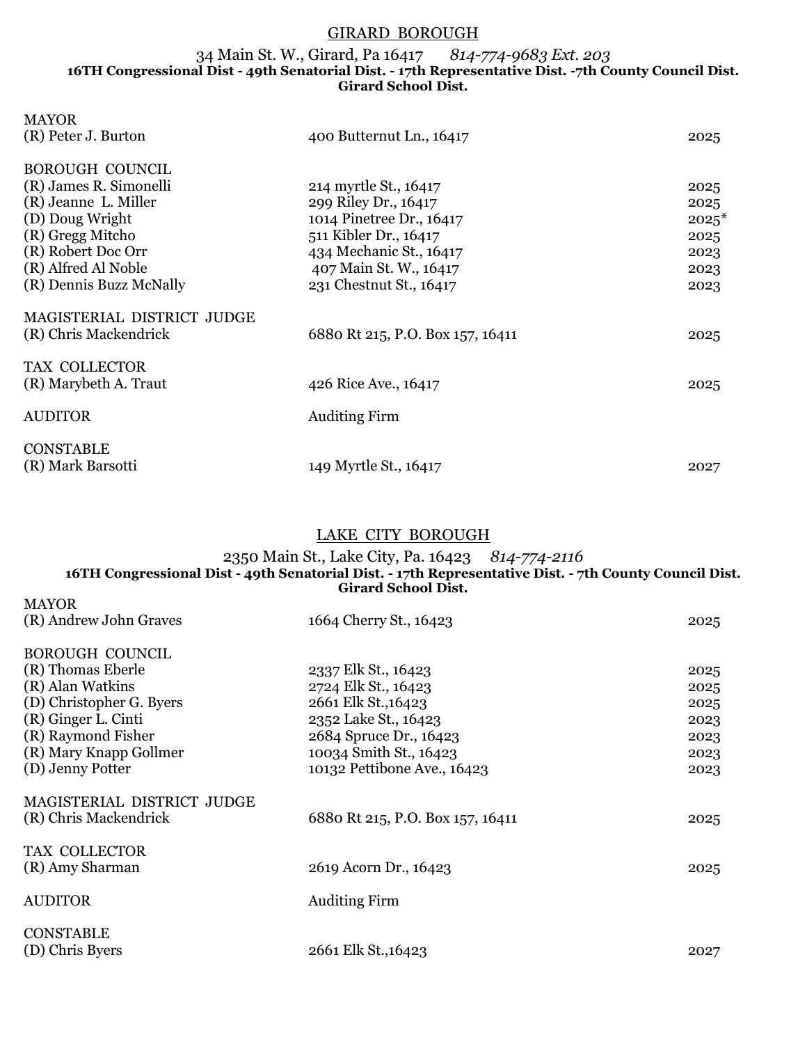## GIRARD BOROUGH

34 Main St. W., Girard, Pa 16417 *814-774-9683 Ext. 203*

**16TH Congressional Dist - 49th Senatorial Dist. - 17th Representative Dist. -7th County Council Dist.**
**Girard School Dist.**

| | | |
|---|---|---|
| **MAYOR** | | |
| (R) Peter J. Burton | 400 Butternut Ln., 16417 | 2025 |
| **BOROUGH COUNCIL** | | |
| (R) James R. Simonelli | 214 myrtle St., 16417 | 2025 |
| (R) Jeanne L. Miller | 299 Riley Dr., 16417 | 2025 |
| (D) Doug Wright | 1014 Pinetree Dr., 16417 | 2025* |
| (R) Gregg Mitcho | 511 Kibler Dr., 16417 | 2025 |
| (R) Robert Doc Orr | 434 Mechanic St., 16417 | 2023 |
| (R) Alfred Al Noble | 407 Main St. W., 16417 | 2023 |
| (R) Dennis Buzz McNally | 231 Chestnut St., 16417 | 2023 |
| **MAGISTERIAL DISTRICT JUDGE** | | |
| (R) Chris Mackendrick | 6880 Rt 215, P.O. Box 157, 16411 | 2025 |
| **TAX COLLECTOR** | | |
| (R) Marybeth A. Traut | 426 Rice Ave., 16417 | 2025 |
| **AUDITOR** | Auditing Firm | |
| **CONSTABLE** | | |
| (R) Mark Barsotti | 149 Myrtle St., 16417 | 2027 |

## LAKE CITY BOROUGH

2350 Main St., Lake City, Pa. 16423 *814-774-2116*

**16TH Congressional Dist - 49th Senatorial Dist. - 17th Representative Dist. - 7th County Council Dist.**
**Girard School Dist.**

| | | |
|---|---|---|
| **MAYOR** | | |
| (R) Andrew John Graves | 1664 Cherry St., 16423 | 2025 |
| **BOROUGH COUNCIL** | | |
| (R) Thomas Eberle | 2337 Elk St., 16423 | 2025 |
| (R) Alan Watkins | 2724 Elk St., 16423 | 2025 |
| (D) Christopher G. Byers | 2661 Elk St.,16423 | 2025 |
| (R) Ginger L. Cinti | 2352 Lake St., 16423 | 2023 |
| (R) Raymond Fisher | 2684 Spruce Dr., 16423 | 2023 |
| (R) Mary Knapp Gollmer | 10034 Smith St., 16423 | 2023 |
| (D) Jenny Potter | 10132 Pettibone Ave., 16423 | 2023 |
| **MAGISTERIAL DISTRICT JUDGE** | | |
| (R) Chris Mackendrick | 6880 Rt 215, P.O. Box 157, 16411 | 2025 |
| **TAX COLLECTOR** | | |
| (R) Amy Sharman | 2619 Acorn Dr., 16423 | 2025 |
| **AUDITOR** | Auditing Firm | |
| **CONSTABLE** | | |
| (D) Chris Byers | 2661 Elk St.,16423 | 2027 |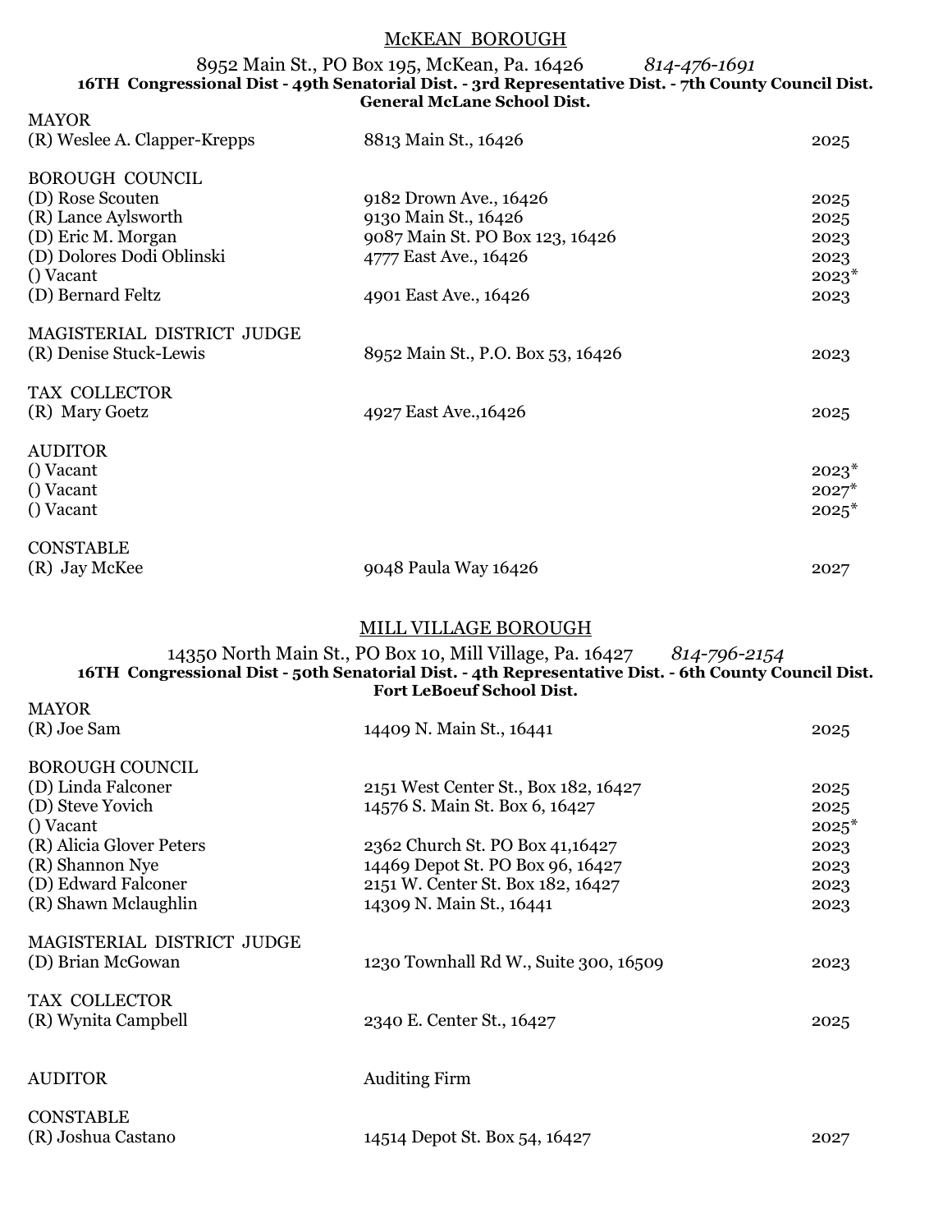## McKEAN BOROUGH

8952 Main St., PO Box 195, McKean, Pa. 16426 *814-476-1691*

**16TH Congressional Dist - 49th Senatorial Dist. - 3rd Representative Dist. - 7th County Council Dist.**
**General McLane School Dist.**

| | | |
|---|---|---|
| MAYOR | | |
| (R) Weslee A. Clapper-Krepps | 8813 Main St., 16426 | 2025 |
| | | |
| BOROUGH COUNCIL | | |
| (D) Rose Scouten | 9182 Drown Ave., 16426 | 2025 |
| (R) Lance Aylsworth | 9130 Main St., 16426 | 2025 |
| (D) Eric M. Morgan | 9087 Main St. PO Box 123, 16426 | 2023 |
| (D) Dolores Dodi Oblinski | 4777 East Ave., 16426 | 2023 |
| () Vacant | | 2023* |
| (D) Bernard Feltz | 4901 East Ave., 16426 | 2023 |
| | | |
| MAGISTERIAL DISTRICT JUDGE | | |
| (R) Denise Stuck-Lewis | 8952 Main St., P.O. Box 53, 16426 | 2023 |
| | | |
| TAX COLLECTOR | | |
| (R) Mary Goetz | 4927 East Ave.,16426 | 2025 |
| | | |
| AUDITOR | | |
| () Vacant | | 2023* |
| () Vacant | | 2027* |
| () Vacant | | 2025* |
| | | |
| CONSTABLE | | |
| (R) Jay McKee | 9048 Paula Way 16426 | 2027 |

## MILL VILLAGE BOROUGH

14350 North Main St., PO Box 10, Mill Village, Pa. 16427 *814-796-2154*

**16TH Congressional Dist - 50th Senatorial Dist. - 4th Representative Dist. - 6th County Council Dist.**
**Fort LeBoeuf School Dist.**

| | | |
|---|---|---|
| MAYOR | | |
| (R) Joe Sam | 14409 N. Main St., 16441 | 2025 |
| | | |
| BOROUGH COUNCIL | | |
| (D) Linda Falconer | 2151 West Center St., Box 182, 16427 | 2025 |
| (D) Steve Yovich | 14576 S. Main St. Box 6, 16427 | 2025 |
| () Vacant | | 2025* |
| (R) Alicia Glover Peters | 2362 Church St. PO Box 41,16427 | 2023 |
| (R) Shannon Nye | 14469 Depot St. PO Box 96, 16427 | 2023 |
| (D) Edward Falconer | 2151 W. Center St. Box 182, 16427 | 2023 |
| (R) Shawn Mclaughlin | 14309 N. Main St., 16441 | 2023 |
| | | |
| MAGISTERIAL DISTRICT JUDGE | | |
| (D) Brian McGowan | 1230 Townhall Rd W., Suite 300, 16509 | 2023 |
| | | |
| TAX COLLECTOR | | |
| (R) Wynita Campbell | 2340 E. Center St., 16427 | 2025 |
| | | |
| AUDITOR | Auditing Firm | |
| | | |
| CONSTABLE | | |
| (R) Joshua Castano | 14514 Depot St. Box 54, 16427 | 2027 |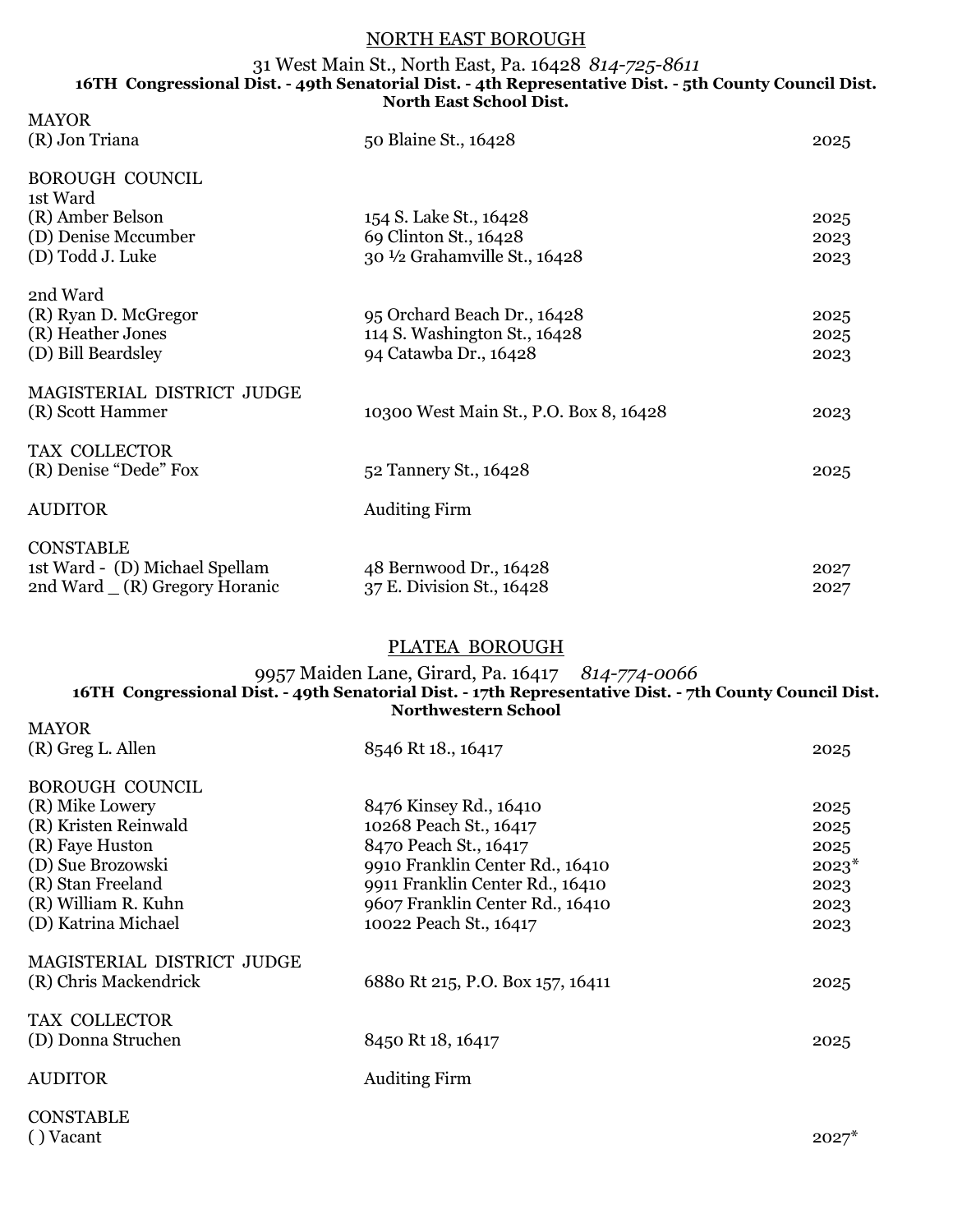## NORTH EAST BOROUGH

31 West Main St., North East, Pa. 16428 *814-725-8611*

**16TH Congressional Dist. - 49th Senatorial Dist. - 4th Representative Dist. - 5th County Council Dist.**
**North East School Dist.**

| | | |
|---|---|---|
| MAYOR | | |
| (R) Jon Triana | 50 Blaine St., 16428 | 2025 |
| | | |
| BOROUGH COUNCIL | | |
| 1st Ward | | |
| (R) Amber Belson | 154 S. Lake St., 16428 | 2025 |
| (D) Denise Mccumber | 69 Clinton St., 16428 | 2023 |
| (D) Todd J. Luke | 30 ½ Grahamville St., 16428 | 2023 |
| | | |
| 2nd Ward | | |
| (R) Ryan D. McGregor | 95 Orchard Beach Dr., 16428 | 2025 |
| (R) Heather Jones | 114 S. Washington St., 16428 | 2025 |
| (D) Bill Beardsley | 94 Catawba Dr., 16428 | 2023 |
| | | |
| MAGISTERIAL DISTRICT JUDGE | | |
| (R) Scott Hammer | 10300 West Main St., P.O. Box 8, 16428 | 2023 |
| | | |
| TAX COLLECTOR | | |
| (R) Denise "Dede" Fox | 52 Tannery St., 16428 | 2025 |
| | | |
| AUDITOR | Auditing Firm | |
| | | |
| CONSTABLE | | |
| 1st Ward - (D) Michael Spellam | 48 Bernwood Dr., 16428 | 2027 |
| 2nd Ward _ (R) Gregory Horanic | 37 E. Division St., 16428 | 2027 |

## PLATEA BOROUGH

9957 Maiden Lane, Girard, Pa. 16417 *814-774-0066*

**16TH Congressional Dist. - 49th Senatorial Dist. - 17th Representative Dist. - 7th County Council Dist.**
**Northwestern School**

| | | |
|---|---|---|
| MAYOR | | |
| (R) Greg L. Allen | 8546 Rt 18., 16417 | 2025 |
| | | |
| BOROUGH COUNCIL | | |
| (R) Mike Lowery | 8476 Kinsey Rd., 16410 | 2025 |
| (R) Kristen Reinwald | 10268 Peach St., 16417 | 2025 |
| (R) Faye Huston | 8470 Peach St., 16417 | 2025 |
| (D) Sue Brozowski | 9910 Franklin Center Rd., 16410 | 2023* |
| (R) Stan Freeland | 9911 Franklin Center Rd., 16410 | 2023 |
| (R) William R. Kuhn | 9607 Franklin Center Rd., 16410 | 2023 |
| (D) Katrina Michael | 10022 Peach St., 16417 | 2023 |
| | | |
| MAGISTERIAL DISTRICT JUDGE | | |
| (R) Chris Mackendrick | 6880 Rt 215, P.O. Box 157, 16411 | 2025 |
| | | |
| TAX COLLECTOR | | |
| (D) Donna Struchen | 8450 Rt 18, 16417 | 2025 |
| | | |
| AUDITOR | Auditing Firm | |
| | | |
| CONSTABLE | | |
| ( ) Vacant | | 2027* |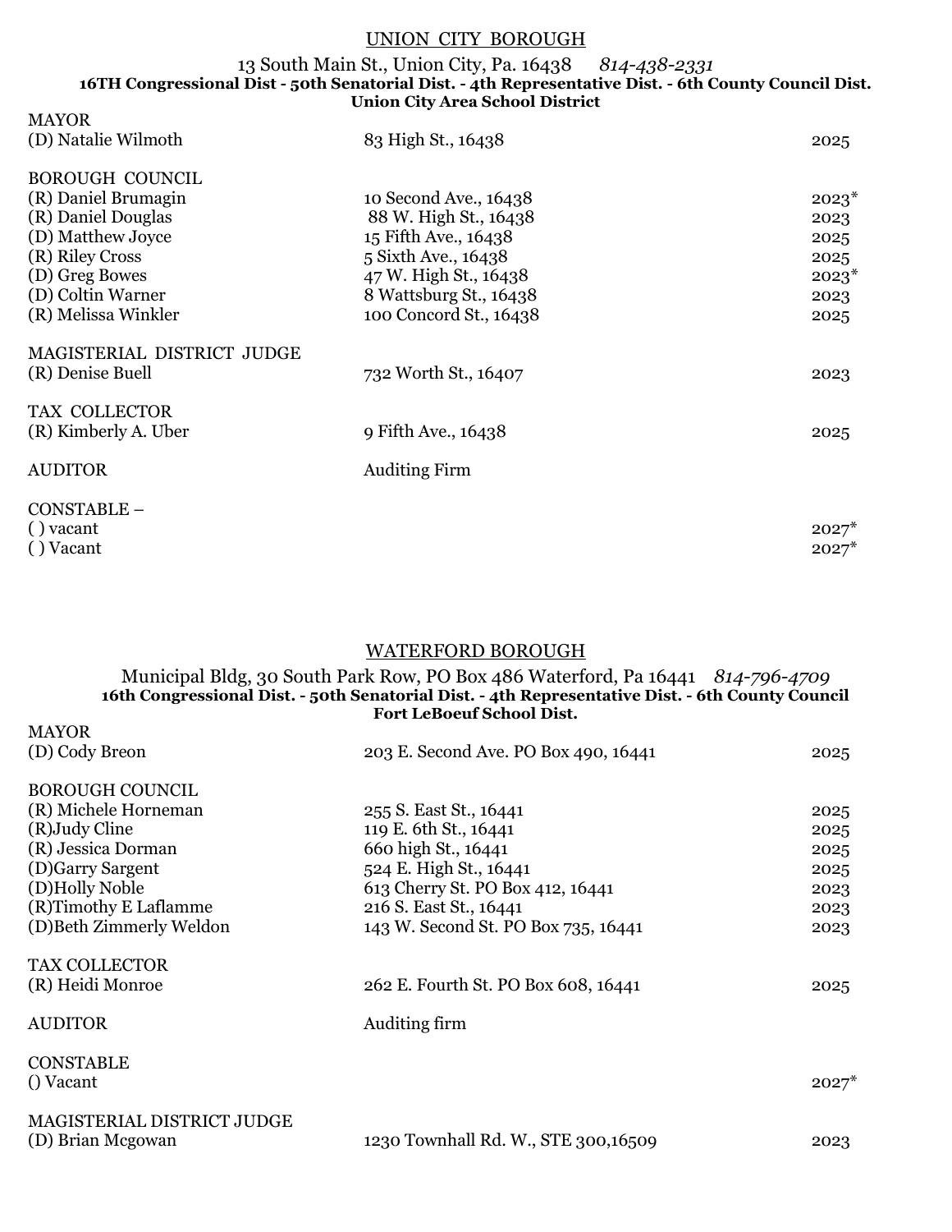## UNION CITY BOROUGH

13 South Main St., Union City, Pa. 16438 *814-438-2331*

**16TH Congressional Dist - 50th Senatorial Dist. - 4th Representative Dist. - 6th County Council Dist.**
**Union City Area School District**

| | | |
|---|---|---|
| MAYOR | | |
| (D) Natalie Wilmoth | 83 High St., 16438 | 2025 |
| | | |
| BOROUGH COUNCIL | | |
| (R) Daniel Brumagin | 10 Second Ave., 16438 | 2023* |
| (R) Daniel Douglas | 88 W. High St., 16438 | 2023 |
| (D) Matthew Joyce | 15 Fifth Ave., 16438 | 2025 |
| (R) Riley Cross | 5 Sixth Ave., 16438 | 2025 |
| (D) Greg Bowes | 47 W. High St., 16438 | 2023* |
| (D) Coltin Warner | 8 Wattsburg St., 16438 | 2023 |
| (R) Melissa Winkler | 100 Concord St., 16438 | 2025 |
| | | |
| MAGISTERIAL DISTRICT JUDGE | | |
| (R) Denise Buell | 732 Worth St., 16407 | 2023 |
| | | |
| TAX COLLECTOR | | |
| (R) Kimberly A. Uber | 9 Fifth Ave., 16438 | 2025 |
| | | |
| AUDITOR | Auditing Firm | |
| | | |
| CONSTABLE – | | |
| ( ) vacant | | 2027* |
| ( ) Vacant | | 2027* |

## WATERFORD BOROUGH

Municipal Bldg, 30 South Park Row, PO Box 486 Waterford, Pa 16441 *814-796-4709*

**16th Congressional Dist. - 50th Senatorial Dist. - 4th Representative Dist. - 6th County Council**
**Fort LeBoeuf School Dist.**

| | | |
|---|---|---|
| MAYOR | | |
| (D) Cody Breon | 203 E. Second Ave. PO Box 490, 16441 | 2025 |
| | | |
| BOROUGH COUNCIL | | |
| (R) Michele Horneman | 255 S. East St., 16441 | 2025 |
| (R)Judy Cline | 119 E. 6th St., 16441 | 2025 |
| (R) Jessica Dorman | 660 high St., 16441 | 2025 |
| (D)Garry Sargent | 524 E. High St., 16441 | 2025 |
| (D)Holly Noble | 613 Cherry St. PO Box 412, 16441 | 2023 |
| (R)Timothy E Laflamme | 216 S. East St., 16441 | 2023 |
| (D)Beth Zimmerly Weldon | 143 W. Second St. PO Box 735, 16441 | 2023 |
| | | |
| TAX COLLECTOR | | |
| (R) Heidi Monroe | 262 E. Fourth St. PO Box 608, 16441 | 2025 |
| | | |
| AUDITOR | Auditing firm | |
| | | |
| CONSTABLE | | |
| () Vacant | | 2027* |
| | | |
| MAGISTERIAL DISTRICT JUDGE | | |
| (D) Brian Mcgowan | 1230 Townhall Rd. W., STE 300,16509 | 2023 |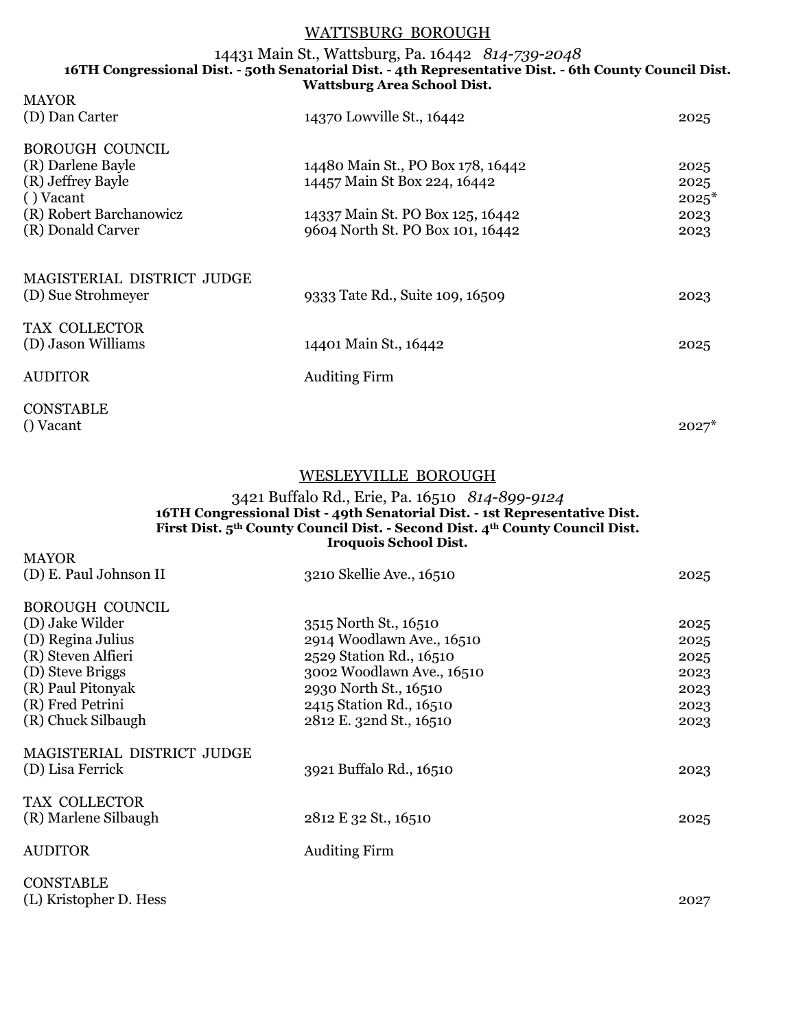## WATTSBURG BOROUGH

14431 Main St., Wattsburg, Pa. 16442 *814-739-2048*

**16TH Congressional Dist. - 50th Senatorial Dist. - 4th Representative Dist. - 6th County Council Dist.**
**Wattsburg Area School Dist.**

| | | |
|---|---|---|
| MAYOR | | |
| (D) Dan Carter | 14370 Lowville St., 16442 | 2025 |
| | | |
| BOROUGH COUNCIL | | |
| (R) Darlene Bayle | 14480 Main St., PO Box 178, 16442 | 2025 |
| (R) Jeffrey Bayle | 14457 Main St Box 224, 16442 | 2025 |
| ( ) Vacant | | 2025* |
| (R) Robert Barchanowicz | 14337 Main St. PO Box 125, 16442 | 2023 |
| (R) Donald Carver | 9604 North St. PO Box 101, 16442 | 2023 |
| | | |
| MAGISTERIAL DISTRICT JUDGE | | |
| (D) Sue Strohmeyer | 9333 Tate Rd., Suite 109, 16509 | 2023 |
| | | |
| TAX COLLECTOR | | |
| (D) Jason Williams | 14401 Main St., 16442 | 2025 |
| | | |
| AUDITOR | Auditing Firm | |
| | | |
| CONSTABLE | | |
| () Vacant | | 2027* |

## WESLEYVILLE BOROUGH

3421 Buffalo Rd., Erie, Pa. 16510 *814-899-9124*

**16TH Congressional Dist - 49th Senatorial Dist. - 1st Representative Dist.**
**First Dist. 5th County Council Dist. - Second Dist. 4th County Council Dist.**
**Iroquois School Dist.**

| | | |
|---|---|---|
| MAYOR | | |
| (D) E. Paul Johnson II | 3210 Skellie Ave., 16510 | 2025 |
| | | |
| BOROUGH COUNCIL | | |
| (D) Jake Wilder | 3515 North St., 16510 | 2025 |
| (D) Regina Julius | 2914 Woodlawn Ave., 16510 | 2025 |
| (R) Steven Alfieri | 2529 Station Rd., 16510 | 2025 |
| (D) Steve Briggs | 3002 Woodlawn Ave., 16510 | 2023 |
| (R) Paul Pitonyak | 2930 North St., 16510 | 2023 |
| (R) Fred Petrini | 2415 Station Rd., 16510 | 2023 |
| (R) Chuck Silbaugh | 2812 E. 32nd St., 16510 | 2023 |
| | | |
| MAGISTERIAL DISTRICT JUDGE | | |
| (D) Lisa Ferrick | 3921 Buffalo Rd., 16510 | 2023 |
| | | |
| TAX COLLECTOR | | |
| (R) Marlene Silbaugh | 2812 E 32 St., 16510 | 2025 |
| | | |
| AUDITOR | Auditing Firm | |
| | | |
| CONSTABLE | | |
| (L) Kristopher D. Hess | | 2027 |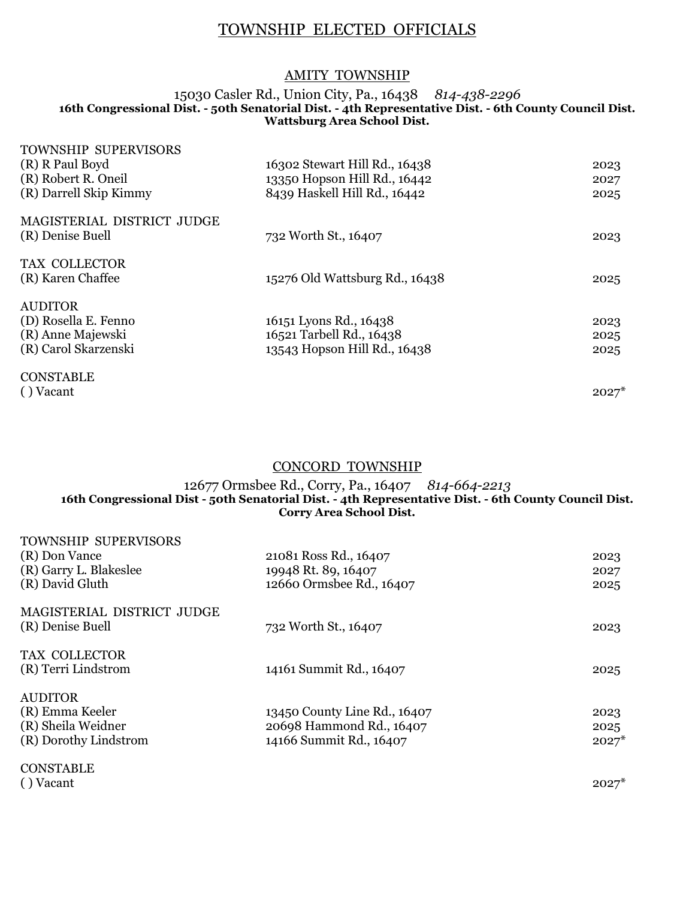# TOWNSHIP ELECTED OFFICIALS

## AMITY TOWNSHIP

15030 Casler Rd., Union City, Pa., 16438 *814-438-2296*
**16th Congressional Dist. - 50th Senatorial Dist. - 4th Representative Dist. - 6th County Council Dist.**
**Wattsburg Area School Dist.**

| | | |
|---|---|---|
| TOWNSHIP SUPERVISORS | | |
| (R) R Paul Boyd | 16302 Stewart Hill Rd., 16438 | 2023 |
| (R) Robert R. Oneil | 13350 Hopson Hill Rd., 16442 | 2027 |
| (R) Darrell Skip Kimmy | 8439 Haskell Hill Rd., 16442 | 2025 |
| MAGISTERIAL DISTRICT JUDGE | | |
| (R) Denise Buell | 732 Worth St., 16407 | 2023 |
| TAX COLLECTOR | | |
| (R) Karen Chaffee | 15276 Old Wattsburg Rd., 16438 | 2025 |
| AUDITOR | | |
| (D) Rosella E. Fenno | 16151 Lyons Rd., 16438 | 2023 |
| (R) Anne Majewski | 16521 Tarbell Rd., 16438 | 2025 |
| (R) Carol Skarzenski | 13543 Hopson Hill Rd., 16438 | 2025 |
| CONSTABLE | | |
| ( ) Vacant | | 2027* |

## CONCORD TOWNSHIP

12677 Ormsbee Rd., Corry, Pa., 16407 *814-664-2213*
**16th Congressional Dist - 50th Senatorial Dist. - 4th Representative Dist. - 6th County Council Dist.**
**Corry Area School Dist.**

| | | |
|---|---|---|
| TOWNSHIP SUPERVISORS | | |
| (R) Don Vance | 21081 Ross Rd., 16407 | 2023 |
| (R) Garry L. Blakeslee | 19948 Rt. 89, 16407 | 2027 |
| (R) David Gluth | 12660 Ormsbee Rd., 16407 | 2025 |
| MAGISTERIAL DISTRICT JUDGE | | |
| (R) Denise Buell | 732 Worth St., 16407 | 2023 |
| TAX COLLECTOR | | |
| (R) Terri Lindstrom | 14161 Summit Rd., 16407 | 2025 |
| AUDITOR | | |
| (R) Emma Keeler | 13450 County Line Rd., 16407 | 2023 |
| (R) Sheila Weidner | 20698 Hammond Rd., 16407 | 2025 |
| (R) Dorothy Lindstrom | 14166 Summit Rd., 16407 | 2027* |
| CONSTABLE | | |
| ( ) Vacant | | 2027* |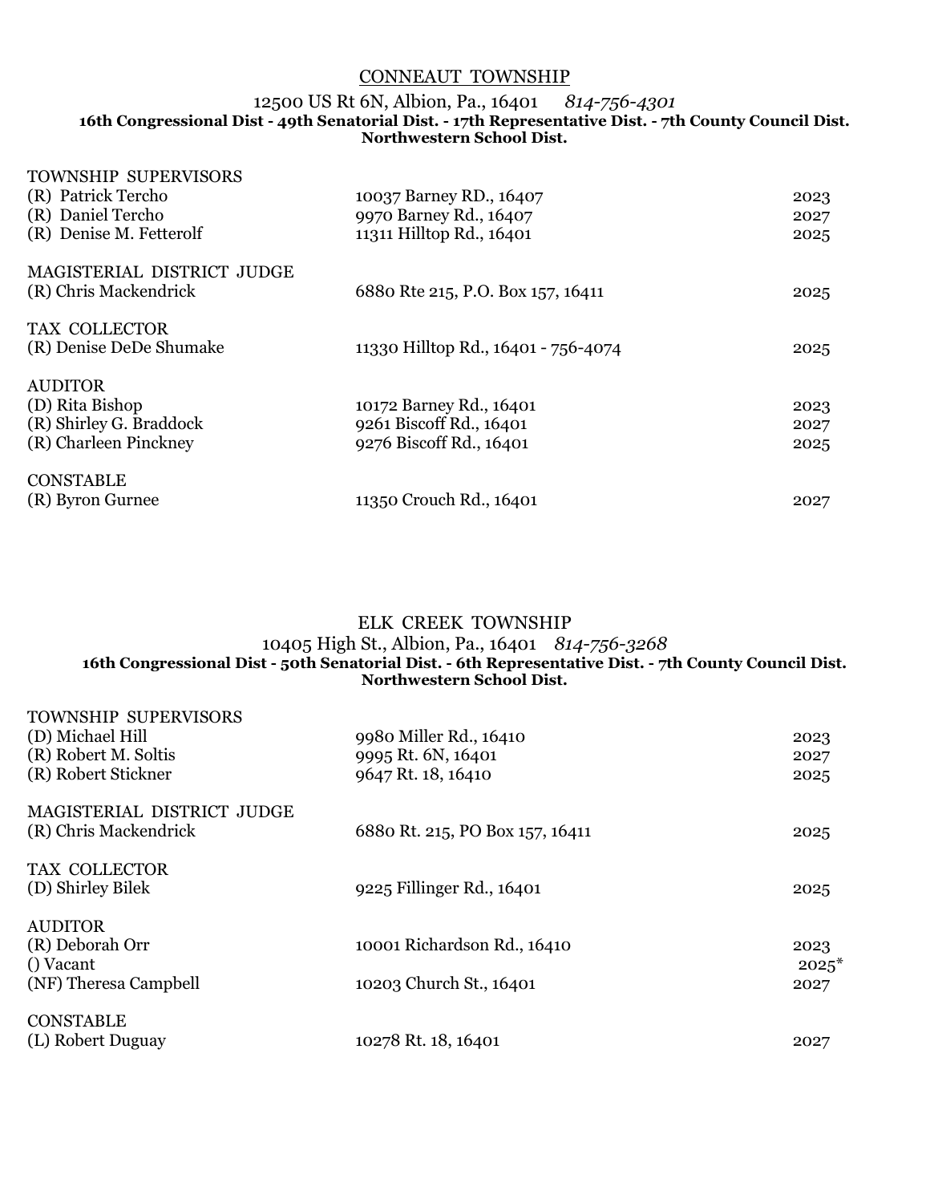## CONNEAUT TOWNSHIP

12500 US Rt 6N, Albion, Pa., 16401 *814-756-4301*

**16th Congressional Dist - 49th Senatorial Dist. - 17th Representative Dist. - 7th County Council Dist.**
**Northwestern School Dist.**

| | | |
|---|---|---|
| TOWNSHIP SUPERVISORS | | |
| (R) Patrick Tercho | 10037 Barney RD., 16407 | 2023 |
| (R) Daniel Tercho | 9970 Barney Rd., 16407 | 2027 |
| (R) Denise M. Fetterolf | 11311 Hilltop Rd., 16401 | 2025 |
| | | |
| MAGISTERIAL DISTRICT JUDGE | | |
| (R) Chris Mackendrick | 6880 Rte 215, P.O. Box 157, 16411 | 2025 |
| | | |
| TAX COLLECTOR | | |
| (R) Denise DeDe Shumake | 11330 Hilltop Rd., 16401 - 756-4074 | 2025 |
| | | |
| AUDITOR | | |
| (D) Rita Bishop | 10172 Barney Rd., 16401 | 2023 |
| (R) Shirley G. Braddock | 9261 Biscoff Rd., 16401 | 2027 |
| (R) Charleen Pinckney | 9276 Biscoff Rd., 16401 | 2025 |
| | | |
| CONSTABLE | | |
| (R) Byron Gurnee | 11350 Crouch Rd., 16401 | 2027 |

## ELK CREEK TOWNSHIP

10405 High St., Albion, Pa., 16401 *814-756-3268*

**16th Congressional Dist - 50th Senatorial Dist. - 6th Representative Dist. - 7th County Council Dist.**
**Northwestern School Dist.**

| | | |
|---|---|---|
| TOWNSHIP SUPERVISORS | | |
| (D) Michael Hill | 9980 Miller Rd., 16410 | 2023 |
| (R) Robert M. Soltis | 9995 Rt. 6N, 16401 | 2027 |
| (R) Robert Stickner | 9647 Rt. 18, 16410 | 2025 |
| | | |
| MAGISTERIAL DISTRICT JUDGE | | |
| (R) Chris Mackendrick | 6880 Rt. 215, PO Box 157, 16411 | 2025 |
| | | |
| TAX COLLECTOR | | |
| (D) Shirley Bilek | 9225 Fillinger Rd., 16401 | 2025 |
| | | |
| AUDITOR | | |
| (R) Deborah Orr | 10001 Richardson Rd., 16410 | 2023 |
| () Vacant | | 2025* |
| (NF) Theresa Campbell | 10203 Church St., 16401 | 2027 |
| | | |
| CONSTABLE | | |
| (L) Robert Duguay | 10278 Rt. 18, 16401 | 2027 |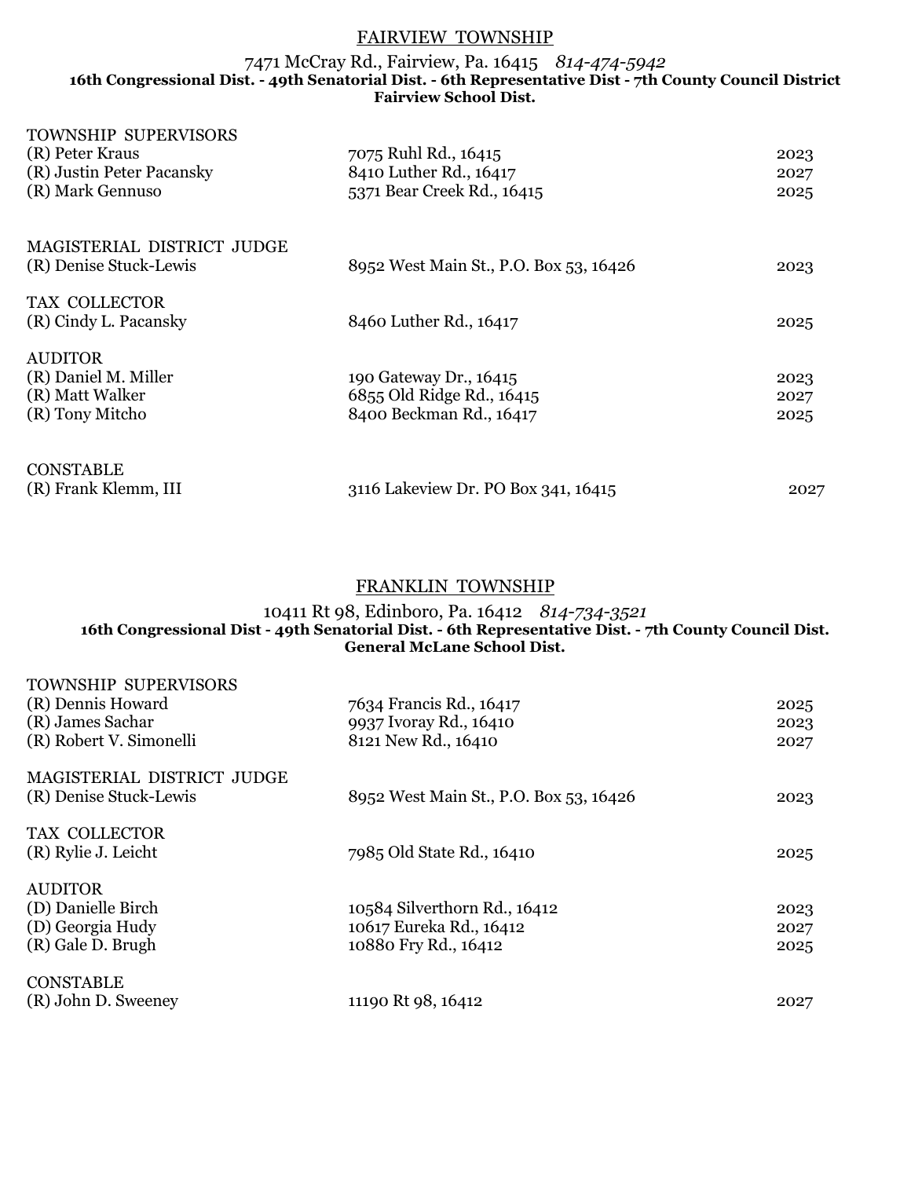## FAIRVIEW TOWNSHIP

7471 McCray Rd., Fairview, Pa. 16415 *814-474-5942*

**16th Congressional Dist. - 49th Senatorial Dist. - 6th Representative Dist - 7th County Council District**
**Fairview School Dist.**

| TOWNSHIP SUPERVISORS | | |
|---|---|---|
| (R) Peter Kraus | 7075 Ruhl Rd., 16415 | 2023 |
| (R) Justin Peter Pacansky | 8410 Luther Rd., 16417 | 2027 |
| (R) Mark Gennuso | 5371 Bear Creek Rd., 16415 | 2025 |
| **MAGISTERIAL DISTRICT JUDGE** | | |
| (R) Denise Stuck-Lewis | 8952 West Main St., P.O. Box 53, 16426 | 2023 |
| **TAX COLLECTOR** | | |
| (R) Cindy L. Pacansky | 8460 Luther Rd., 16417 | 2025 |
| **AUDITOR** | | |
| (R) Daniel M. Miller | 190 Gateway Dr., 16415 | 2023 |
| (R) Matt Walker | 6855 Old Ridge Rd., 16415 | 2027 |
| (R) Tony Mitcho | 8400 Beckman Rd., 16417 | 2025 |
| **CONSTABLE** | | |
| (R) Frank Klemm, III | 3116 Lakeview Dr. PO Box 341, 16415 | 2027 |

## FRANKLIN TOWNSHIP

10411 Rt 98, Edinboro, Pa. 16412 *814-734-3521*

**16th Congressional Dist - 49th Senatorial Dist. - 6th Representative Dist. - 7th County Council Dist.**
**General McLane School Dist.**

| TOWNSHIP SUPERVISORS | | |
|---|---|---|
| (R) Dennis Howard | 7634 Francis Rd., 16417 | 2025 |
| (R) James Sachar | 9937 Ivoray Rd., 16410 | 2023 |
| (R) Robert V. Simonelli | 8121 New Rd., 16410 | 2027 |
| **MAGISTERIAL DISTRICT JUDGE** | | |
| (R) Denise Stuck-Lewis | 8952 West Main St., P.O. Box 53, 16426 | 2023 |
| **TAX COLLECTOR** | | |
| (R) Rylie J. Leicht | 7985 Old State Rd., 16410 | 2025 |
| **AUDITOR** | | |
| (D) Danielle Birch | 10584 Silverthorn Rd., 16412 | 2023 |
| (D) Georgia Hudy | 10617 Eureka Rd., 16412 | 2027 |
| (R) Gale D. Brugh | 10880 Fry Rd., 16412 | 2025 |
| **CONSTABLE** | | |
| (R) John D. Sweeney | 11190 Rt 98, 16412 | 2027 |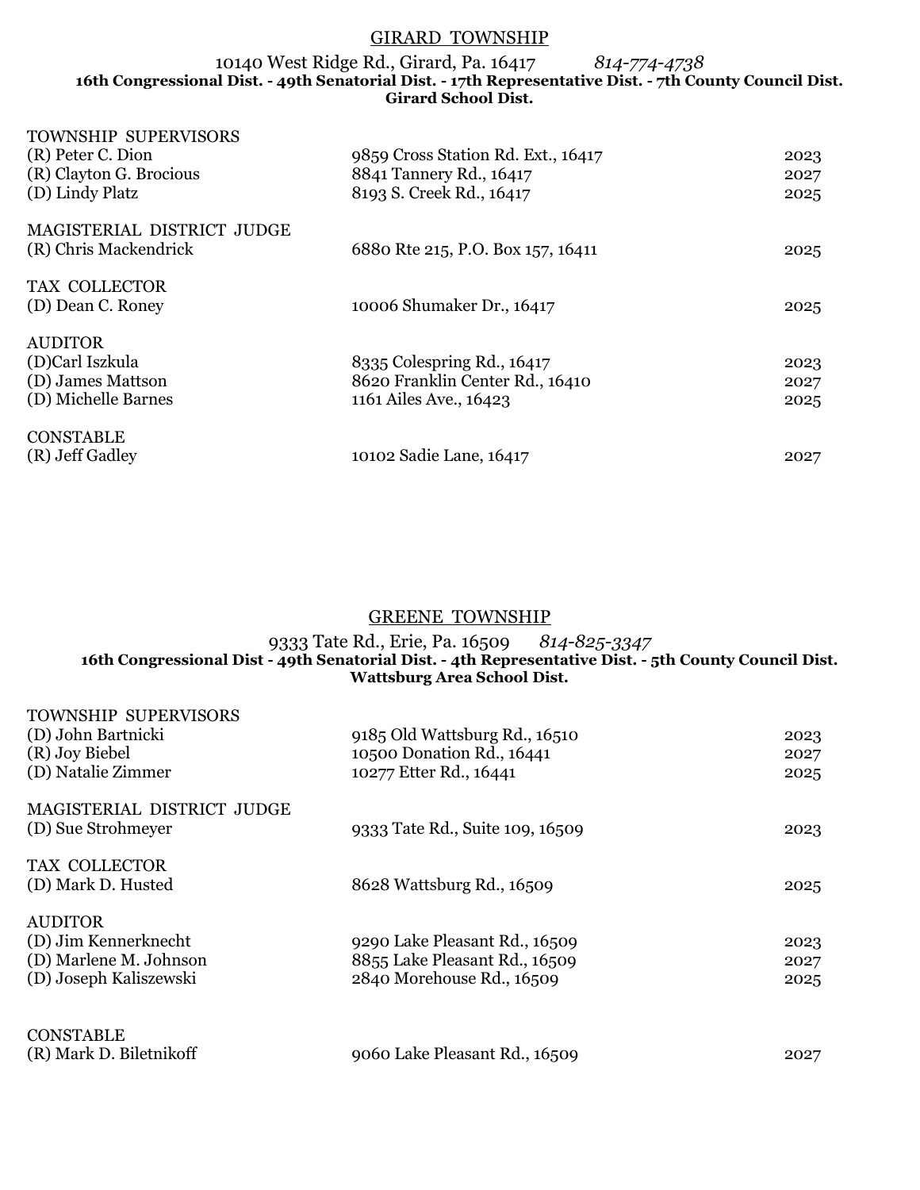## GIRARD TOWNSHIP

10140 West Ridge Rd., Girard, Pa. 16417 *814-774-4738*

**16th Congressional Dist. - 49th Senatorial Dist. - 17th Representative Dist. - 7th County Council Dist.**
**Girard School Dist.**

| | | |
|---|---|---|
| TOWNSHIP SUPERVISORS | | |
| (R) Peter C. Dion | 9859 Cross Station Rd. Ext., 16417 | 2023 |
| (R) Clayton G. Brocious | 8841 Tannery Rd., 16417 | 2027 |
| (D) Lindy Platz | 8193 S. Creek Rd., 16417 | 2025 |
| MAGISTERIAL DISTRICT JUDGE | | |
| (R) Chris Mackendrick | 6880 Rte 215, P.O. Box 157, 16411 | 2025 |
| TAX COLLECTOR | | |
| (D) Dean C. Roney | 10006 Shumaker Dr., 16417 | 2025 |
| AUDITOR | | |
| (D)Carl Iszkula | 8335 Colespring Rd., 16417 | 2023 |
| (D) James Mattson | 8620 Franklin Center Rd., 16410 | 2027 |
| (D) Michelle Barnes | 1161 Ailes Ave., 16423 | 2025 |
| CONSTABLE | | |
| (R) Jeff Gadley | 10102 Sadie Lane, 16417 | 2027 |

## GREENE TOWNSHIP

9333 Tate Rd., Erie, Pa. 16509 *814-825-3347*

**16th Congressional Dist - 49th Senatorial Dist. - 4th Representative Dist. - 5th County Council Dist.**
**Wattsburg Area School Dist.**

| | | |
|---|---|---|
| TOWNSHIP SUPERVISORS | | |
| (D) John Bartnicki | 9185 Old Wattsburg Rd., 16510 | 2023 |
| (R) Joy Biebel | 10500 Donation Rd., 16441 | 2027 |
| (D) Natalie Zimmer | 10277 Etter Rd., 16441 | 2025 |
| MAGISTERIAL DISTRICT JUDGE | | |
| (D) Sue Strohmeyer | 9333 Tate Rd., Suite 109, 16509 | 2023 |
| TAX COLLECTOR | | |
| (D) Mark D. Husted | 8628 Wattsburg Rd., 16509 | 2025 |
| AUDITOR | | |
| (D) Jim Kennerknecht | 9290 Lake Pleasant Rd., 16509 | 2023 |
| (D) Marlene M. Johnson | 8855 Lake Pleasant Rd., 16509 | 2027 |
| (D) Joseph Kaliszewski | 2840 Morehouse Rd., 16509 | 2025 |
| CONSTABLE | | |
| (R) Mark D. Biletnikoff | 9060 Lake Pleasant Rd., 16509 | 2027 |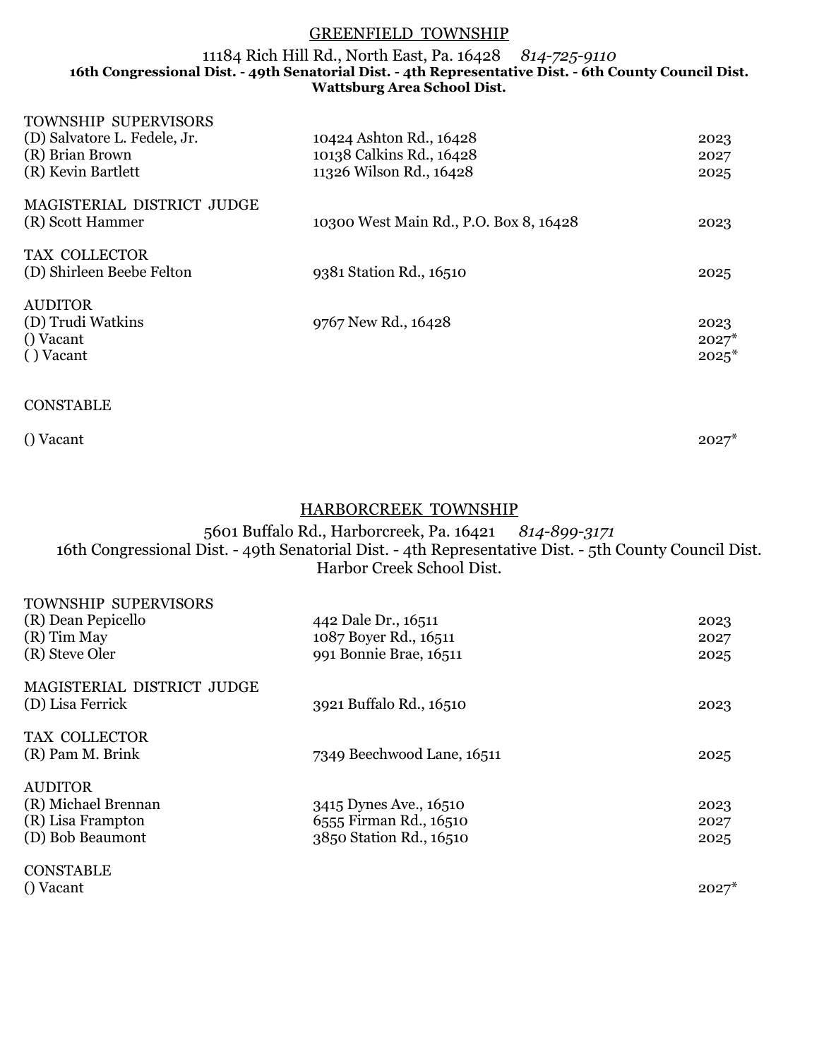## GREENFIELD TOWNSHIP

11184 Rich Hill Rd., North East, Pa. 16428 *814-725-9110*
**16th Congressional Dist. - 49th Senatorial Dist. - 4th Representative Dist. - 6th County Council Dist.**
**Wattsburg Area School Dist.**

TOWNSHIP SUPERVISORS

| | | |
|---|---|---|
| (D) Salvatore L. Fedele, Jr. | 10424 Ashton Rd., 16428 | 2023 |
| (R) Brian Brown | 10138 Calkins Rd., 16428 | 2027 |
| (R) Kevin Bartlett | 11326 Wilson Rd., 16428 | 2025 |

MAGISTERIAL DISTRICT JUDGE

| | | |
|---|---|---|
| (R) Scott Hammer | 10300 West Main Rd., P.O. Box 8, 16428 | 2023 |

TAX COLLECTOR

| | | |
|---|---|---|
| (D) Shirleen Beebe Felton | 9381 Station Rd., 16510 | 2025 |

AUDITOR

| | | |
|---|---|---|
| (D) Trudi Watkins | 9767 New Rd., 16428 | 2023 |
| () Vacant | | 2027* |
| ( ) Vacant | | 2025* |

CONSTABLE

| | | |
|---|---|---|
| () Vacant | | 2027* |

## HARBORCREEK TOWNSHIP

5601 Buffalo Rd., Harborcreek, Pa. 16421 *814-899-3171*
16th Congressional Dist. - 49th Senatorial Dist. - 4th Representative Dist. - 5th County Council Dist.
Harbor Creek School Dist.

TOWNSHIP SUPERVISORS

| | | |
|---|---|---|
| (R) Dean Pepicello | 442 Dale Dr., 16511 | 2023 |
| (R) Tim May | 1087 Boyer Rd., 16511 | 2027 |
| (R) Steve Oler | 991 Bonnie Brae, 16511 | 2025 |

MAGISTERIAL DISTRICT JUDGE

| | | |
|---|---|---|
| (D) Lisa Ferrick | 3921 Buffalo Rd., 16510 | 2023 |

TAX COLLECTOR

| | | |
|---|---|---|
| (R) Pam M. Brink | 7349 Beechwood Lane, 16511 | 2025 |

AUDITOR

| | | |
|---|---|---|
| (R) Michael Brennan | 3415 Dynes Ave., 16510 | 2023 |
| (R) Lisa Frampton | 6555 Firman Rd., 16510 | 2027 |
| (D) Bob Beaumont | 3850 Station Rd., 16510 | 2025 |

CONSTABLE

| | | |
|---|---|---|
| () Vacant | | 2027* |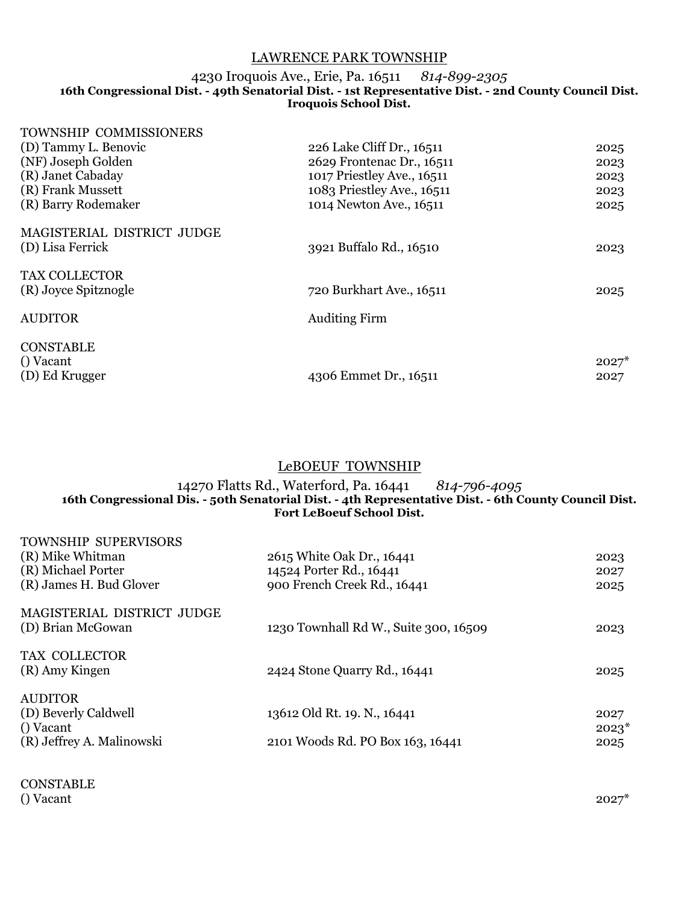## LAWRENCE PARK TOWNSHIP

4230 Iroquois Ave., Erie, Pa. 16511 *814-899-2305*

**16th Congressional Dist. - 49th Senatorial Dist. - 1st Representative Dist. - 2nd County Council Dist.**
**Iroquois School Dist.**

| | | |
|---|---|---|
| TOWNSHIP COMMISSIONERS | | |
| (D) Tammy L. Benovic | 226 Lake Cliff Dr., 16511 | 2025 |
| (NF) Joseph Golden | 2629 Frontenac Dr., 16511 | 2023 |
| (R) Janet Cabaday | 1017 Priestley Ave., 16511 | 2023 |
| (R) Frank Mussett | 1083 Priestley Ave., 16511 | 2023 |
| (R) Barry Rodemaker | 1014 Newton Ave., 16511 | 2025 |
| MAGISTERIAL DISTRICT JUDGE | | |
| (D) Lisa Ferrick | 3921 Buffalo Rd., 16510 | 2023 |
| TAX COLLECTOR | | |
| (R) Joyce Spitznogle | 720 Burkhart Ave., 16511 | 2025 |
| AUDITOR | Auditing Firm | |
| CONSTABLE | | |
| () Vacant | | 2027* |
| (D) Ed Krugger | 4306 Emmet Dr., 16511 | 2027 |

## LeBOEUF TOWNSHIP

14270 Flatts Rd., Waterford, Pa. 16441 *814-796-4095*

**16th Congressional Dis. - 50th Senatorial Dist. - 4th Representative Dist. - 6th County Council Dist.**
**Fort LeBoeuf School Dist.**

| | | |
|---|---|---|
| TOWNSHIP SUPERVISORS | | |
| (R) Mike Whitman | 2615 White Oak Dr., 16441 | 2023 |
| (R) Michael Porter | 14524 Porter Rd., 16441 | 2027 |
| (R) James H. Bud Glover | 900 French Creek Rd., 16441 | 2025 |
| MAGISTERIAL DISTRICT JUDGE | | |
| (D) Brian McGowan | 1230 Townhall Rd W., Suite 300, 16509 | 2023 |
| TAX COLLECTOR | | |
| (R) Amy Kingen | 2424 Stone Quarry Rd., 16441 | 2025 |
| AUDITOR | | |
| (D) Beverly Caldwell | 13612 Old Rt. 19. N., 16441 | 2027 |
| () Vacant | | 2023* |
| (R) Jeffrey A. Malinowski | 2101 Woods Rd. PO Box 163, 16441 | 2025 |
| CONSTABLE | | |
| () Vacant | | 2027* |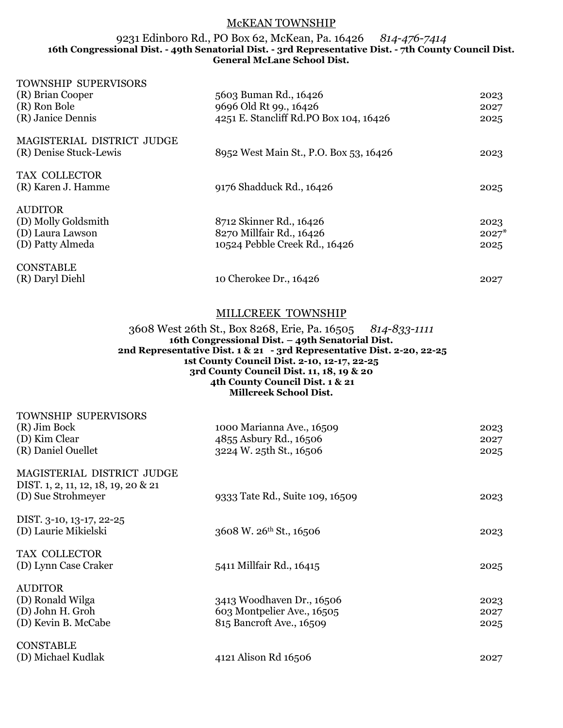## McKEAN TOWNSHIP

9231 Edinboro Rd., PO Box 62, McKean, Pa. 16426 *814-476-7414*

**16th Congressional Dist. - 49th Senatorial Dist. - 3rd Representative Dist. - 7th County Council Dist.**
**General McLane School Dist.**

| | | |
|---|---|---|
| TOWNSHIP SUPERVISORS | | |
| (R) Brian Cooper | 5603 Buman Rd., 16426 | 2023 |
| (R) Ron Bole | 9696 Old Rt 99., 16426 | 2027 |
| (R) Janice Dennis | 4251 E. Stancliff Rd.PO Box 104, 16426 | 2025 |
| MAGISTERIAL DISTRICT JUDGE | | |
| (R) Denise Stuck-Lewis | 8952 West Main St., P.O. Box 53, 16426 | 2023 |
| TAX COLLECTOR | | |
| (R) Karen J. Hamme | 9176 Shadduck Rd., 16426 | 2025 |
| AUDITOR | | |
| (D) Molly Goldsmith | 8712 Skinner Rd., 16426 | 2023 |
| (D) Laura Lawson | 8270 Millfair Rd., 16426 | 2027* |
| (D) Patty Almeda | 10524 Pebble Creek Rd., 16426 | 2025 |
| CONSTABLE | | |
| (R) Daryl Diehl | 10 Cherokee Dr., 16426 | 2027 |

## MILLCREEK TOWNSHIP

3608 West 26th St., Box 8268, Erie, Pa. 16505 *814-833-1111*

**16th Congressional Dist. – 49th Senatorial Dist.**
**2nd Representative Dist. 1 & 21 - 3rd Representative Dist. 2-20, 22-25**
**1st County Council Dist. 2-10, 12-17, 22-25**
**3rd County Council Dist. 11, 18, 19 & 20**
**4th County Council Dist. 1 & 21**
**Millcreek School Dist.**

| | | |
|---|---|---|
| TOWNSHIP SUPERVISORS | | |
| (R) Jim Bock | 1000 Marianna Ave., 16509 | 2023 |
| (D) Kim Clear | 4855 Asbury Rd., 16506 | 2027 |
| (R) Daniel Ouellet | 3224 W. 25th St., 16506 | 2025 |
| MAGISTERIAL DISTRICT JUDGE | | |
| DIST. 1, 2, 11, 12, 18, 19, 20 & 21 | | |
| (D) Sue Strohmeyer | 9333 Tate Rd., Suite 109, 16509 | 2023 |
| DIST. 3-10, 13-17, 22-25 | | |
| (D) Laurie Mikielski | 3608 W. 26th St., 16506 | 2023 |
| TAX COLLECTOR | | |
| (D) Lynn Case Craker | 5411 Millfair Rd., 16415 | 2025 |
| AUDITOR | | |
| (D) Ronald Wilga | 3413 Woodhaven Dr., 16506 | 2023 |
| (D) John H. Groh | 603 Montpelier Ave., 16505 | 2027 |
| (D) Kevin B. McCabe | 815 Bancroft Ave., 16509 | 2025 |
| CONSTABLE | | |
| (D) Michael Kudlak | 4121 Alison Rd 16506 | 2027 |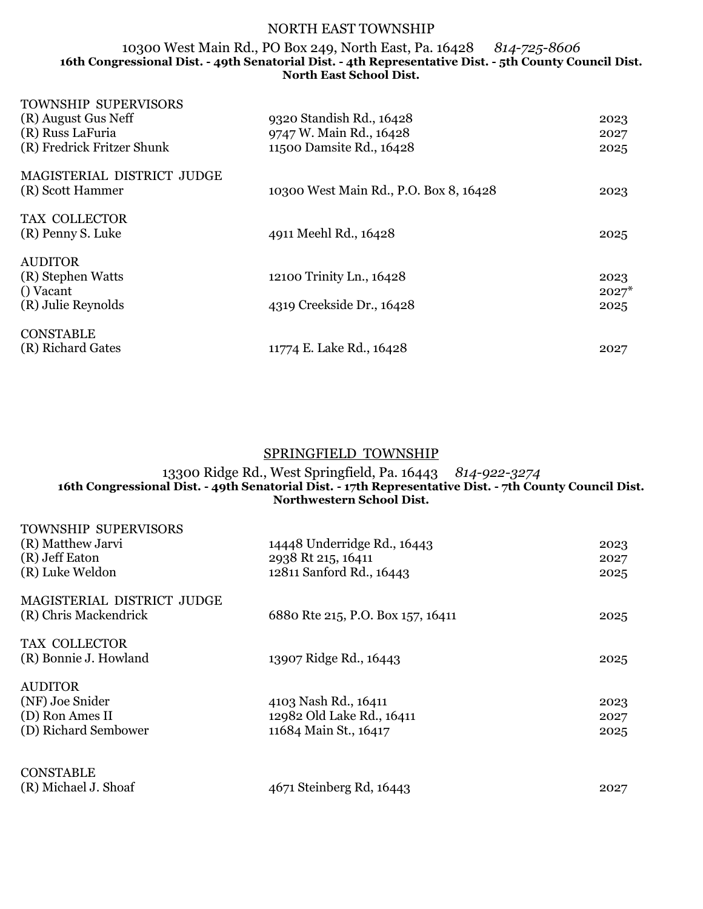## NORTH EAST TOWNSHIP

10300 West Main Rd., PO Box 249, North East, Pa. 16428 *814-725-8606*

**16th Congressional Dist. - 49th Senatorial Dist. - 4th Representative Dist. - 5th County Council Dist.**
**North East School Dist.**

| | | |
|---|---|---|
| TOWNSHIP SUPERVISORS | | |
| (R) August Gus Neff | 9320 Standish Rd., 16428 | 2023 |
| (R) Russ LaFuria | 9747 W. Main Rd., 16428 | 2027 |
| (R) Fredrick Fritzer Shunk | 11500 Damsite Rd., 16428 | 2025 |
| MAGISTERIAL DISTRICT JUDGE | | |
| (R) Scott Hammer | 10300 West Main Rd., P.O. Box 8, 16428 | 2023 |
| TAX COLLECTOR | | |
| (R) Penny S. Luke | 4911 Meehl Rd., 16428 | 2025 |
| AUDITOR | | |
| (R) Stephen Watts | 12100 Trinity Ln., 16428 | 2023 |
| () Vacant | | 2027* |
| (R) Julie Reynolds | 4319 Creekside Dr., 16428 | 2025 |
| CONSTABLE | | |
| (R) Richard Gates | 11774 E. Lake Rd., 16428 | 2027 |

## SPRINGFIELD TOWNSHIP

13300 Ridge Rd., West Springfield, Pa. 16443 *814-922-3274*

**16th Congressional Dist. - 49th Senatorial Dist. - 17th Representative Dist. - 7th County Council Dist.**
**Northwestern School Dist.**

| | | |
|---|---|---|
| TOWNSHIP SUPERVISORS | | |
| (R) Matthew Jarvi | 14448 Underridge Rd., 16443 | 2023 |
| (R) Jeff Eaton | 2938 Rt 215, 16411 | 2027 |
| (R) Luke Weldon | 12811 Sanford Rd., 16443 | 2025 |
| MAGISTERIAL DISTRICT JUDGE | | |
| (R) Chris Mackendrick | 6880 Rte 215, P.O. Box 157, 16411 | 2025 |
| TAX COLLECTOR | | |
| (R) Bonnie J. Howland | 13907 Ridge Rd., 16443 | 2025 |
| AUDITOR | | |
| (NF) Joe Snider | 4103 Nash Rd., 16411 | 2023 |
| (D) Ron Ames II | 12982 Old Lake Rd., 16411 | 2027 |
| (D) Richard Sembower | 11684 Main St., 16417 | 2025 |
| CONSTABLE | | |
| (R) Michael J. Shoaf | 4671 Steinberg Rd, 16443 | 2027 |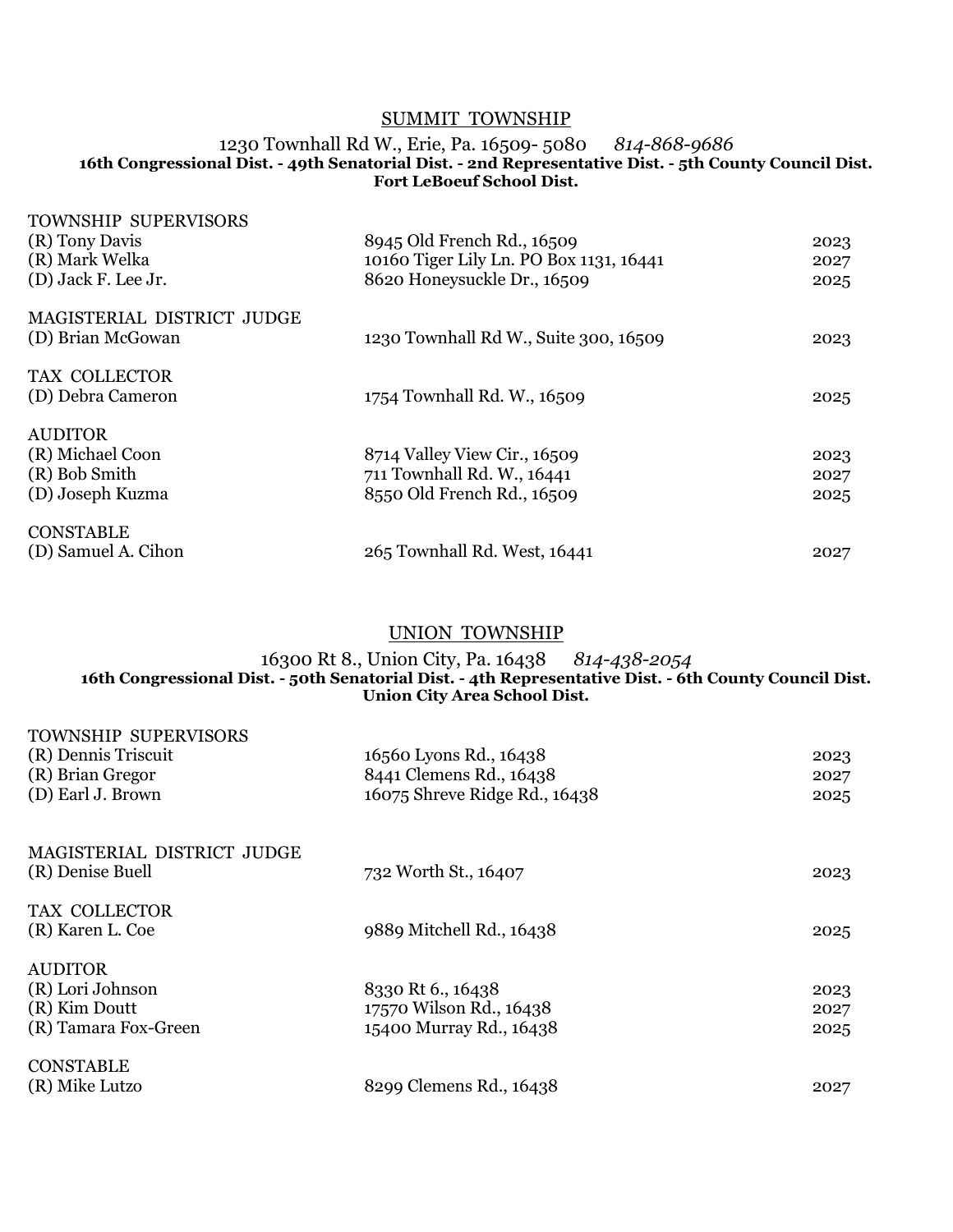## SUMMIT TOWNSHIP

1230 Townhall Rd W., Erie, Pa. 16509- 5080 *814-868-9686*

**16th Congressional Dist. - 49th Senatorial Dist. - 2nd Representative Dist. - 5th County Council Dist.**
**Fort LeBoeuf School Dist.**

| TOWNSHIP SUPERVISORS | | |
|---|---|---|
| (R) Tony Davis | 8945 Old French Rd., 16509 | 2023 |
| (R) Mark Welka | 10160 Tiger Lily Ln. PO Box 1131, 16441 | 2027 |
| (D) Jack F. Lee Jr. | 8620 Honeysuckle Dr., 16509 | 2025 |
| **MAGISTERIAL DISTRICT JUDGE** | | |
| (D) Brian McGowan | 1230 Townhall Rd W., Suite 300, 16509 | 2023 |
| **TAX COLLECTOR** | | |
| (D) Debra Cameron | 1754 Townhall Rd. W., 16509 | 2025 |
| **AUDITOR** | | |
| (R) Michael Coon | 8714 Valley View Cir., 16509 | 2023 |
| (R) Bob Smith | 711 Townhall Rd. W., 16441 | 2027 |
| (D) Joseph Kuzma | 8550 Old French Rd., 16509 | 2025 |
| **CONSTABLE** | | |
| (D) Samuel A. Cihon | 265 Townhall Rd. West, 16441 | 2027 |

## UNION TOWNSHIP

16300 Rt 8., Union City, Pa. 16438 *814-438-2054*

**16th Congressional Dist. - 50th Senatorial Dist. - 4th Representative Dist. - 6th County Council Dist.**
**Union City Area School Dist.**

| TOWNSHIP SUPERVISORS | | |
|---|---|---|
| (R) Dennis Triscuit | 16560 Lyons Rd., 16438 | 2023 |
| (R) Brian Gregor | 8441 Clemens Rd., 16438 | 2027 |
| (D) Earl J. Brown | 16075 Shreve Ridge Rd., 16438 | 2025 |
| **MAGISTERIAL DISTRICT JUDGE** | | |
| (R) Denise Buell | 732 Worth St., 16407 | 2023 |
| **TAX COLLECTOR** | | |
| (R) Karen L. Coe | 9889 Mitchell Rd., 16438 | 2025 |
| **AUDITOR** | | |
| (R) Lori Johnson | 8330 Rt 6., 16438 | 2023 |
| (R) Kim Doutt | 17570 Wilson Rd., 16438 | 2027 |
| (R) Tamara Fox-Green | 15400 Murray Rd., 16438 | 2025 |
| **CONSTABLE** | | |
| (R) Mike Lutzo | 8299 Clemens Rd., 16438 | 2027 |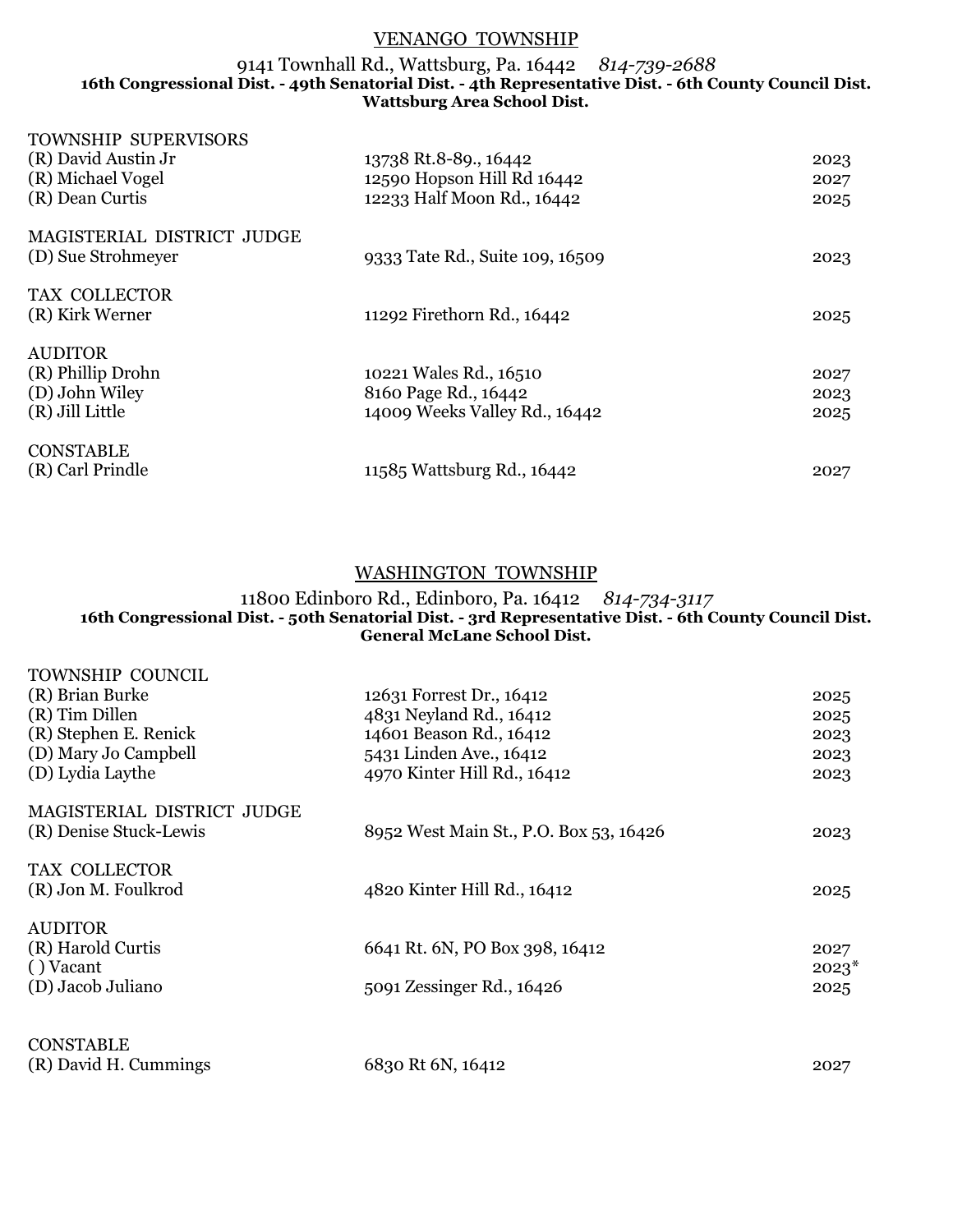## VENANGO TOWNSHIP

9141 Townhall Rd., Wattsburg, Pa. 16442 *814-739-2688*
**16th Congressional Dist. - 49th Senatorial Dist. - 4th Representative Dist. - 6th County Council Dist.**
**Wattsburg Area School Dist.**

| | | |
|---|---|---|
| TOWNSHIP SUPERVISORS | | |
| (R) David Austin Jr | 13738 Rt.8-89., 16442 | 2023 |
| (R) Michael Vogel | 12590 Hopson Hill Rd 16442 | 2027 |
| (R) Dean Curtis | 12233 Half Moon Rd., 16442 | 2025 |
| MAGISTERIAL DISTRICT JUDGE | | |
| (D) Sue Strohmeyer | 9333 Tate Rd., Suite 109, 16509 | 2023 |
| TAX COLLECTOR | | |
| (R) Kirk Werner | 11292 Firethorn Rd., 16442 | 2025 |
| AUDITOR | | |
| (R) Phillip Drohn | 10221 Wales Rd., 16510 | 2027 |
| (D) John Wiley | 8160 Page Rd., 16442 | 2023 |
| (R) Jill Little | 14009 Weeks Valley Rd., 16442 | 2025 |
| CONSTABLE | | |
| (R) Carl Prindle | 11585 Wattsburg Rd., 16442 | 2027 |

## WASHINGTON TOWNSHIP

11800 Edinboro Rd., Edinboro, Pa. 16412 *814-734-3117*
**16th Congressional Dist. - 50th Senatorial Dist. - 3rd Representative Dist. - 6th County Council Dist.**
**General McLane School Dist.**

| | | |
|---|---|---|
| TOWNSHIP COUNCIL | | |
| (R) Brian Burke | 12631 Forrest Dr., 16412 | 2025 |
| (R) Tim Dillen | 4831 Neyland Rd., 16412 | 2025 |
| (R) Stephen E. Renick | 14601 Beason Rd., 16412 | 2023 |
| (D) Mary Jo Campbell | 5431 Linden Ave., 16412 | 2023 |
| (D) Lydia Laythe | 4970 Kinter Hill Rd., 16412 | 2023 |
| MAGISTERIAL DISTRICT JUDGE | | |
| (R) Denise Stuck-Lewis | 8952 West Main St., P.O. Box 53, 16426 | 2023 |
| TAX COLLECTOR | | |
| (R) Jon M. Foulkrod | 4820 Kinter Hill Rd., 16412 | 2025 |
| AUDITOR | | |
| (R) Harold Curtis | 6641 Rt. 6N, PO Box 398, 16412 | 2027 |
| ( ) Vacant | | 2023* |
| (D) Jacob Juliano | 5091 Zessinger Rd., 16426 | 2025 |
| CONSTABLE | | |
| (R) David H. Cummings | 6830 Rt 6N, 16412 | 2027 |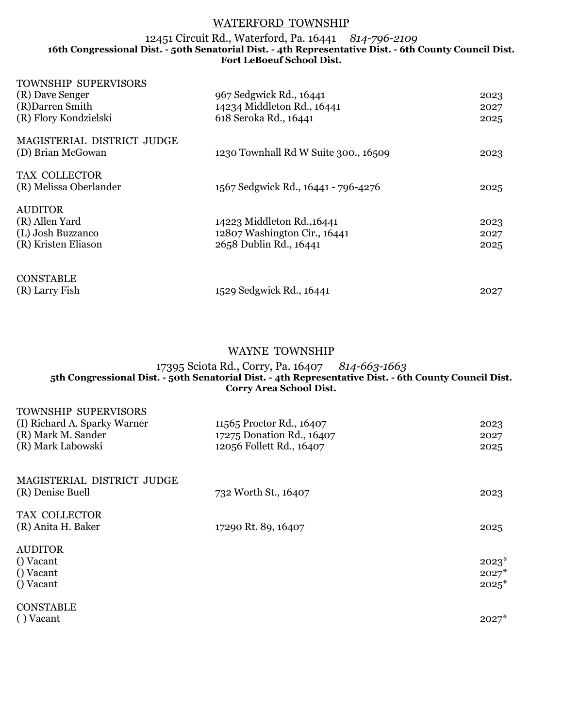## WATERFORD TOWNSHIP

12451 Circuit Rd., Waterford, Pa. 16441 *814-796-2109*
**16th Congressional Dist. - 50th Senatorial Dist. - 4th Representative Dist. - 6th County Council Dist.**
**Fort LeBoeuf School Dist.**

| | | |
|---|---|---|
| TOWNSHIP SUPERVISORS | | |
| (R) Dave Senger | 967 Sedgwick Rd., 16441 | 2023 |
| (R)Darren Smith | 14234 Middleton Rd., 16441 | 2027 |
| (R) Flory Kondzielski | 618 Seroka Rd., 16441 | 2025 |
| MAGISTERIAL DISTRICT JUDGE | | |
| (D) Brian McGowan | 1230 Townhall Rd W Suite 300., 16509 | 2023 |
| TAX COLLECTOR | | |
| (R) Melissa Oberlander | 1567 Sedgwick Rd., 16441 - 796-4276 | 2025 |
| AUDITOR | | |
| (R) Allen Yard | 14223 Middleton Rd.,16441 | 2023 |
| (L) Josh Buzzanco | 12807 Washington Cir., 16441 | 2027 |
| (R) Kristen Eliason | 2658 Dublin Rd., 16441 | 2025 |
| CONSTABLE | | |
| (R) Larry Fish | 1529 Sedgwick Rd., 16441 | 2027 |

## WAYNE TOWNSHIP

17395 Sciota Rd., Corry, Pa. 16407 *814-663-1663*
**5th Congressional Dist. - 50th Senatorial Dist. - 4th Representative Dist. - 6th County Council Dist.**
**Corry Area School Dist.**

| | | |
|---|---|---|
| TOWNSHIP SUPERVISORS | | |
| (I) Richard A. Sparky Warner | 11565 Proctor Rd., 16407 | 2023 |
| (R) Mark M. Sander | 17275 Donation Rd., 16407 | 2027 |
| (R) Mark Labowski | 12056 Follett Rd., 16407 | 2025 |
| MAGISTERIAL DISTRICT JUDGE | | |
| (R) Denise Buell | 732 Worth St., 16407 | 2023 |
| TAX COLLECTOR | | |
| (R) Anita H. Baker | 17290 Rt. 89, 16407 | 2025 |
| AUDITOR | | |
| () Vacant | | 2023* |
| () Vacant | | 2027* |
| () Vacant | | 2025* |
| CONSTABLE | | |
| ( ) Vacant | | 2027* |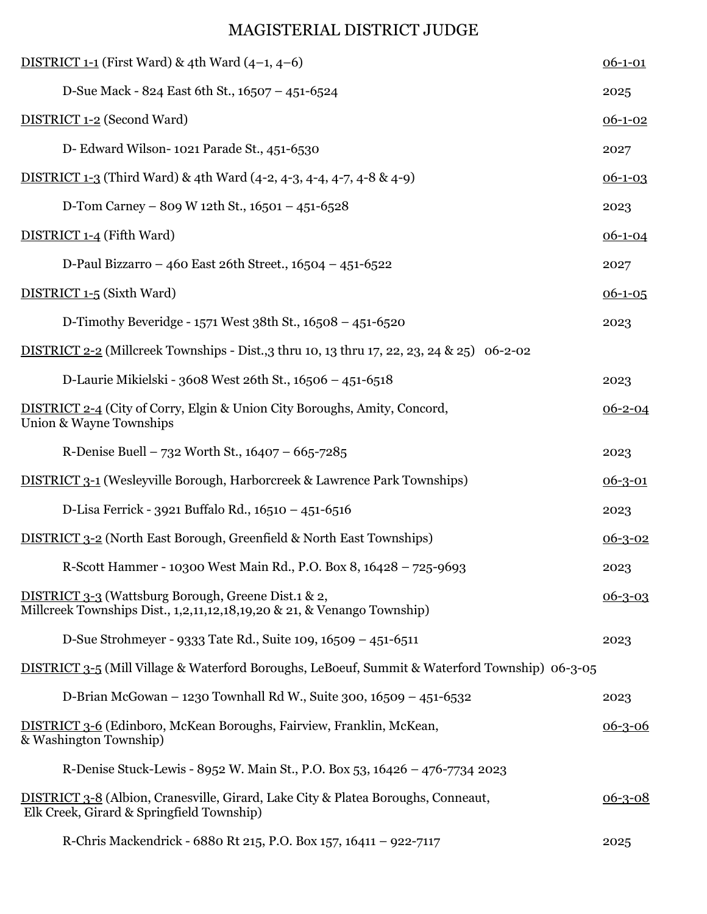# MAGISTERIAL DISTRICT JUDGE

<u>DISTRICT 1-1</u> (First Ward) & 4th Ward (4–1, 4–6) <u>06-1-01</u>

D-Sue Mack - 824 East 6th St., 16507 – 451-6524 2025

<u>DISTRICT 1-2</u> (Second Ward) <u>06-1-02</u>

D- Edward Wilson- 1021 Parade St., 451-6530 2027

<u>DISTRICT 1-3</u> (Third Ward) & 4th Ward (4-2, 4-3, 4-4, 4-7, 4-8 & 4-9) <u>06-1-03</u>

D-Tom Carney – 809 W 12th St., 16501 – 451-6528 2023

<u>DISTRICT 1-4</u> (Fifth Ward) <u>06-1-04</u>

D-Paul Bizzarro – 460 East 26th Street., 16504 – 451-6522 2027

<u>DISTRICT 1-5</u> (Sixth Ward) <u>06-1-05</u>

D-Timothy Beveridge - 1571 West 38th St., 16508 – 451-6520 2023

<u>DISTRICT 2-2</u> (Millcreek Townships - Dist.,3 thru 10, 13 thru 17, 22, 23, 24 & 25) 06-2-02

D-Laurie Mikielski - 3608 West 26th St., 16506 – 451-6518 2023

<u>DISTRICT 2-4</u> (City of Corry, Elgin & Union City Boroughs, Amity, Concord, Union & Wayne Townships <u>06-2-04</u>

R-Denise Buell – 732 Worth St., 16407 – 665-7285 2023

<u>DISTRICT 3-1</u> (Wesleyville Borough, Harborcreek & Lawrence Park Townships) <u>06-3-01</u>

D-Lisa Ferrick - 3921 Buffalo Rd., 16510 – 451-6516 2023

<u>DISTRICT 3-2</u> (North East Borough, Greenfield & North East Townships) <u>06-3-02</u>

R-Scott Hammer - 10300 West Main Rd., P.O. Box 8, 16428 – 725-9693 2023

<u>DISTRICT 3-3</u> (Wattsburg Borough, Greene Dist.1 & 2, Millcreek Townships Dist., 1,2,11,12,18,19,20 & 21, & Venango Township) <u>06-3-03</u>

D-Sue Strohmeyer - 9333 Tate Rd., Suite 109, 16509 – 451-6511 2023

<u>DISTRICT 3-5</u> (Mill Village & Waterford Boroughs, LeBoeuf, Summit & Waterford Township) 06-3-05

D-Brian McGowan – 1230 Townhall Rd W., Suite 300, 16509 – 451-6532 2023

<u>DISTRICT 3-6</u> (Edinboro, McKean Boroughs, Fairview, Franklin, McKean, & Washington Township) <u>06-3-06</u>

R-Denise Stuck-Lewis - 8952 W. Main St., P.O. Box 53, 16426 – 476-7734 2023

<u>DISTRICT 3-8</u> (Albion, Cranesville, Girard, Lake City & Platea Boroughs, Conneaut, Elk Creek, Girard & Springfield Township) <u>06-3-08</u>

R-Chris Mackendrick - 6880 Rt 215, P.O. Box 157, 16411 – 922-7117 2025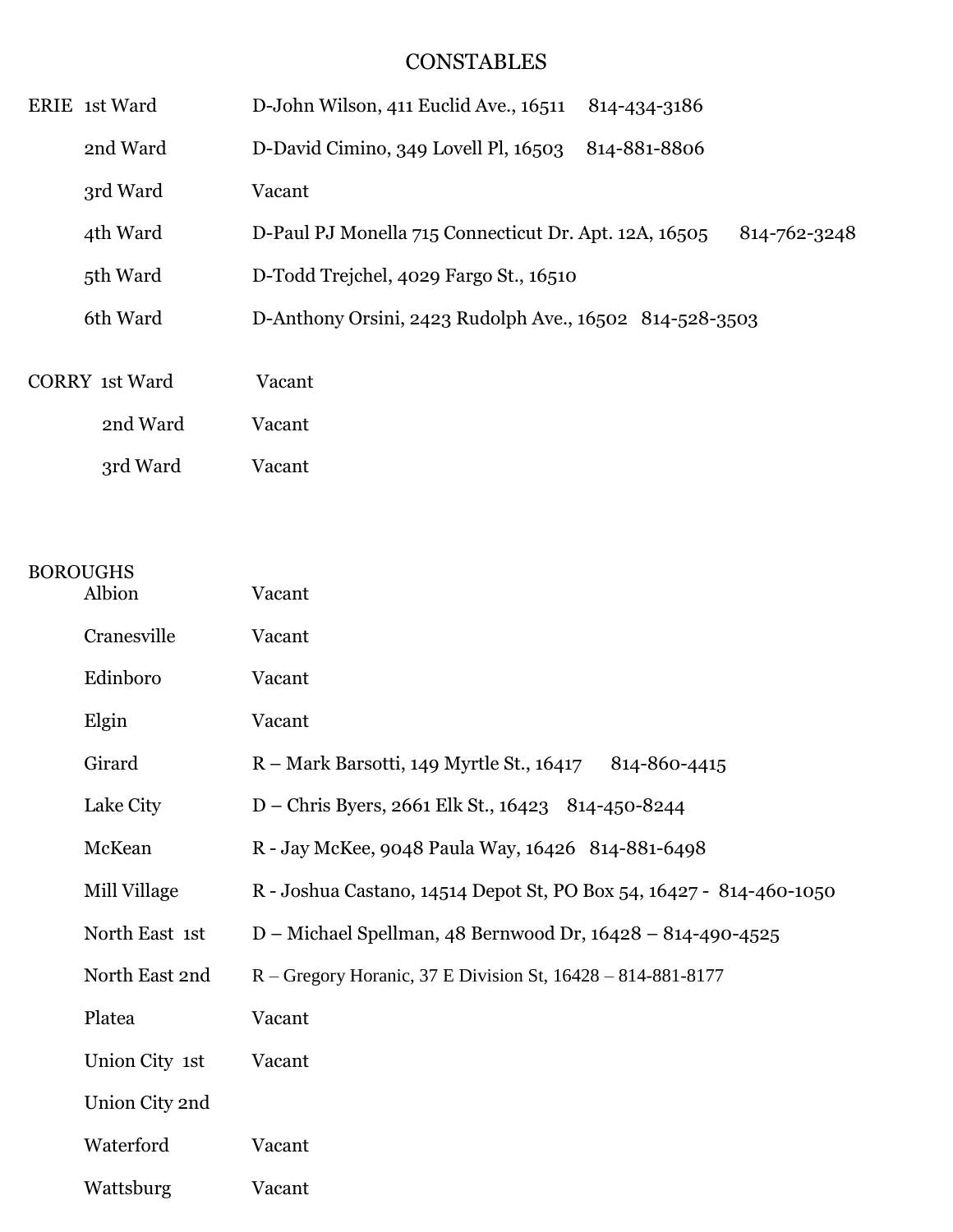# CONSTABLES

| | | |
|---|---|---|
| ERIE | 1st Ward | D-John Wilson, 411 Euclid Ave., 16511 814-434-3186 |
| | 2nd Ward | D-David Cimino, 349 Lovell Pl, 16503 814-881-8806 |
| | 3rd Ward | Vacant |
| | 4th Ward | D-Paul PJ Monella 715 Connecticut Dr. Apt. 12A, 16505 814-762-3248 |
| | 5th Ward | D-Todd Trejchel, 4029 Fargo St., 16510 |
| | 6th Ward | D-Anthony Orsini, 2423 Rudolph Ave., 16502 814-528-3503 |
| CORRY | 1st Ward | Vacant |
| | 2nd Ward | Vacant |
| | 3rd Ward | Vacant |

BOROUGHS

| | |
|---|---|
| Albion | Vacant |
| Cranesville | Vacant |
| Edinboro | Vacant |
| Elgin | Vacant |
| Girard | R – Mark Barsotti, 149 Myrtle St., 16417 814-860-4415 |
| Lake City | D – Chris Byers, 2661 Elk St., 16423 814-450-8244 |
| McKean | R - Jay McKee, 9048 Paula Way, 16426 814-881-6498 |
| Mill Village | R - Joshua Castano, 14514 Depot St, PO Box 54, 16427 - 814-460-1050 |
| North East 1st | D – Michael Spellman, 48 Bernwood Dr, 16428 – 814-490-4525 |
| North East 2nd | R – Gregory Horanic, 37 E Division St, 16428 – 814-881-8177 |
| Platea | Vacant |
| Union City 1st | Vacant |
| Union City 2nd | |
| Waterford | Vacant |
| Wattsburg | Vacant |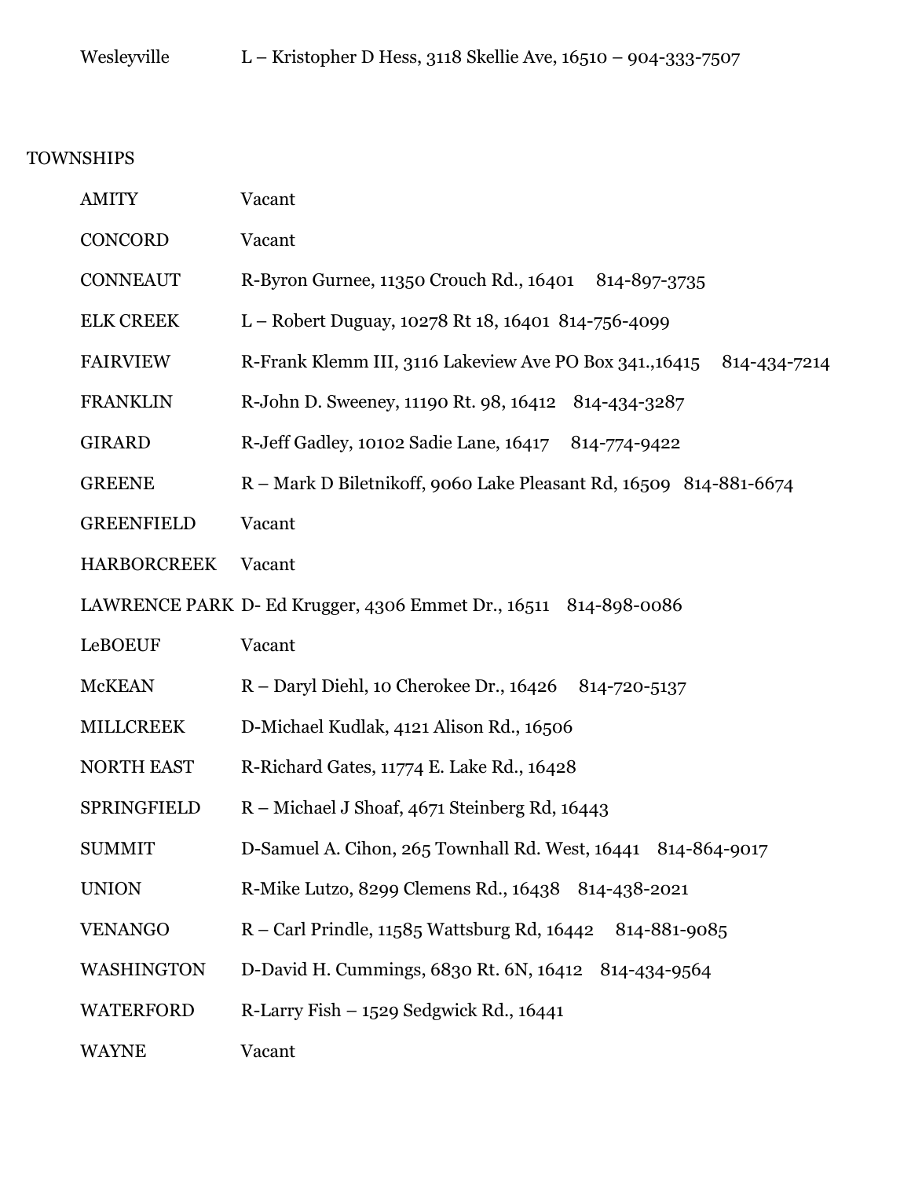| | |
|---|---|
| Wesleyville | L – Kristopher D Hess, 3118 Skellie Ave, 16510 – 904-333-7507 |

TOWNSHIPS

| | |
|---|---|
| AMITY | Vacant |
| CONCORD | Vacant |
| CONNEAUT | R-Byron Gurnee, 11350 Crouch Rd., 16401 814-897-3735 |
| ELK CREEK | L – Robert Duguay, 10278 Rt 18, 16401 814-756-4099 |
| FAIRVIEW | R-Frank Klemm III, 3116 Lakeview Ave PO Box 341.,16415 814-434-7214 |
| FRANKLIN | R-John D. Sweeney, 11190 Rt. 98, 16412 814-434-3287 |
| GIRARD | R-Jeff Gadley, 10102 Sadie Lane, 16417 814-774-9422 |
| GREENE | R – Mark D Biletnikoff, 9060 Lake Pleasant Rd, 16509 814-881-6674 |
| GREENFIELD | Vacant |
| HARBORCREEK | Vacant |
| LAWRENCE PARK | D- Ed Krugger, 4306 Emmet Dr., 16511 814-898-0086 |
| LeBOEUF | Vacant |
| McKEAN | R – Daryl Diehl, 10 Cherokee Dr., 16426 814-720-5137 |
| MILLCREEK | D-Michael Kudlak, 4121 Alison Rd., 16506 |
| NORTH EAST | R-Richard Gates, 11774 E. Lake Rd., 16428 |
| SPRINGFIELD | R – Michael J Shoaf, 4671 Steinberg Rd, 16443 |
| SUMMIT | D-Samuel A. Cihon, 265 Townhall Rd. West, 16441 814-864-9017 |
| UNION | R-Mike Lutzo, 8299 Clemens Rd., 16438 814-438-2021 |
| VENANGO | R – Carl Prindle, 11585 Wattsburg Rd, 16442 814-881-9085 |
| WASHINGTON | D-David H. Cummings, 6830 Rt. 6N, 16412 814-434-9564 |
| WATERFORD | R-Larry Fish – 1529 Sedgwick Rd., 16441 |
| WAYNE | Vacant |